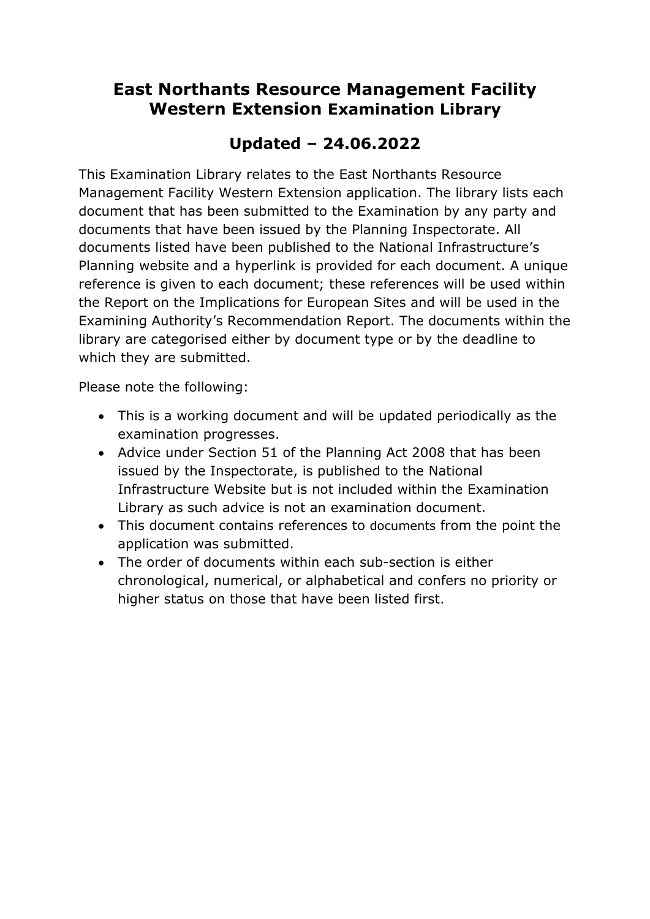# East Northants Resource Management Facility Western Extension Examination Library

## Updated – 24.06.2022

This Examination Library relates to the East Northants Resource Management Facility Western Extension application. The library lists each document that has been submitted to the Examination by any party and documents that have been issued by the Planning Inspectorate. All documents listed have been published to the National Infrastructure's Planning website and a hyperlink is provided for each document. A unique reference is given to each document; these references will be used within the Report on the Implications for European Sites and will be used in the Examining Authority's Recommendation Report. The documents within the library are categorised either by document type or by the deadline to which they are submitted.

Please note the following:

- This is a working document and will be updated periodically as the examination progresses.
- Advice under Section 51 of the Planning Act 2008 that has been issued by the Inspectorate, is published to the National Infrastructure Website but is not included within the Examination Library as such advice is not an examination document.
- This document contains references to documents from the point the application was submitted.
- The order of documents within each sub-section is either chronological, numerical, or alphabetical and confers no priority or higher status on those that have been listed first.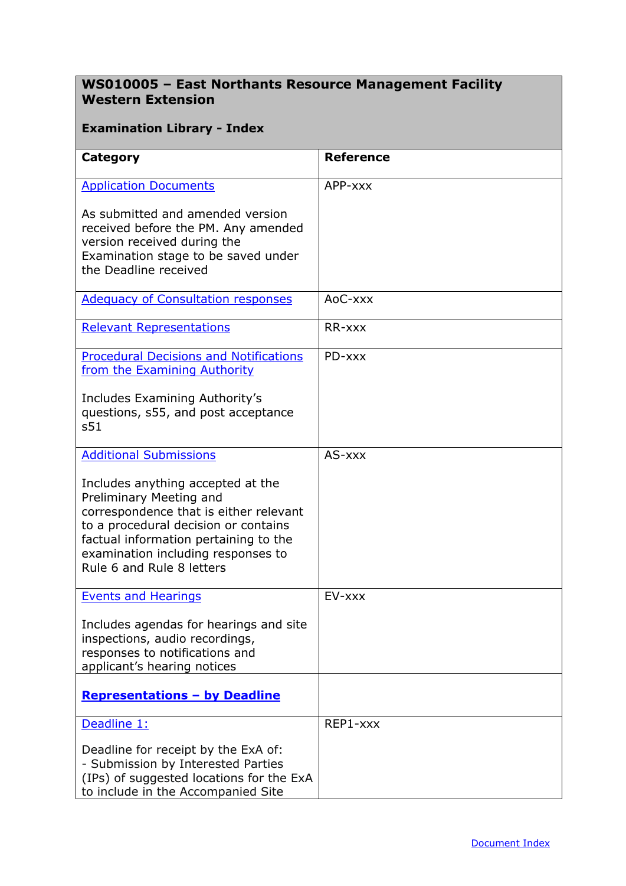| **WS010005 – East Northants Resource Management Facility Western Extension**<br><br>**Examination Library - Index** | |
|---|---|
| **Category** | **Reference** |
| Application Documents<br><br>As submitted and amended version received before the PM. Any amended version received during the Examination stage to be saved under the Deadline received | APP-xxx |
| Adequacy of Consultation responses | AoC-xxx |
| Relevant Representations | RR-xxx |
| Procedural Decisions and Notifications from the Examining Authority<br><br>Includes Examining Authority's questions, s55, and post acceptance s51 | PD-xxx |
| Additional Submissions<br><br>Includes anything accepted at the Preliminary Meeting and correspondence that is either relevant to a procedural decision or contains factual information pertaining to the examination including responses to Rule 6 and Rule 8 letters | AS-xxx |
| Events and Hearings<br><br>Includes agendas for hearings and site inspections, audio recordings, responses to notifications and applicant's hearing notices | EV-xxx |
| **Representations – by Deadline** | |
| Deadline 1:<br><br>Deadline for receipt by the ExA of:<br>- Submission by Interested Parties (IPs) of suggested locations for the ExA to include in the Accompanied Site | REP1-xxx |

Document Index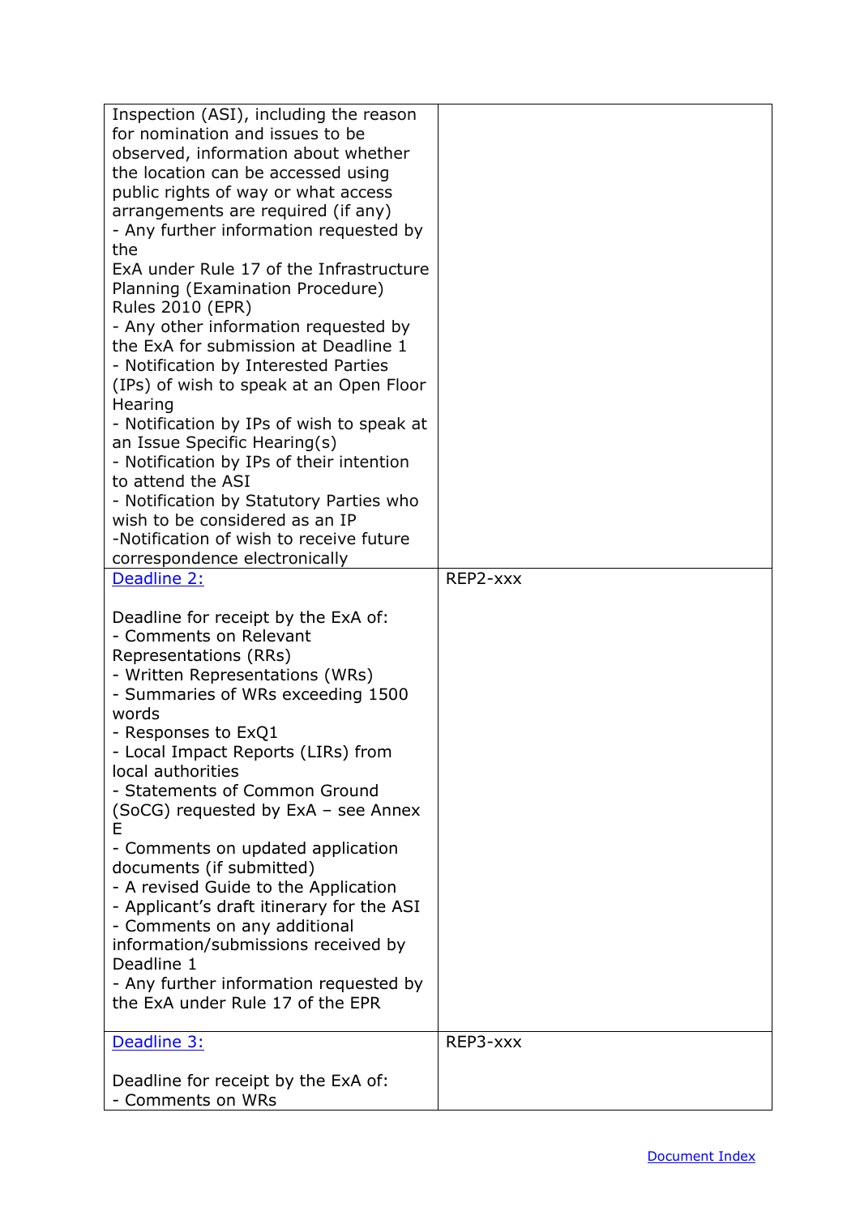| | |
|---|---|
| Inspection (ASI), including the reason for nomination and issues to be observed, information about whether the location can be accessed using public rights of way or what access arrangements are required (if any)<br>- Any further information requested by the<br>ExA under Rule 17 of the Infrastructure Planning (Examination Procedure) Rules 2010 (EPR)<br>- Any other information requested by the ExA for submission at Deadline 1<br>- Notification by Interested Parties (IPs) of wish to speak at an Open Floor Hearing<br>- Notification by IPs of wish to speak at an Issue Specific Hearing(s)<br>- Notification by IPs of their intention to attend the ASI<br>- Notification by Statutory Parties who wish to be considered as an IP<br>-Notification of wish to receive future correspondence electronically | |
| Deadline 2:<br><br>Deadline for receipt by the ExA of:<br>- Comments on Relevant Representations (RRs)<br>- Written Representations (WRs)<br>- Summaries of WRs exceeding 1500 words<br>- Responses to ExQ1<br>- Local Impact Reports (LIRs) from local authorities<br>- Statements of Common Ground (SoCG) requested by ExA – see Annex E<br>- Comments on updated application documents (if submitted)<br>- A revised Guide to the Application<br>- Applicant's draft itinerary for the ASI<br>- Comments on any additional information/submissions received by Deadline 1<br>- Any further information requested by the ExA under Rule 17 of the EPR | REP2-xxx |
| Deadline 3:<br><br>Deadline for receipt by the ExA of:<br>- Comments on WRs | REP3-xxx |

Document Index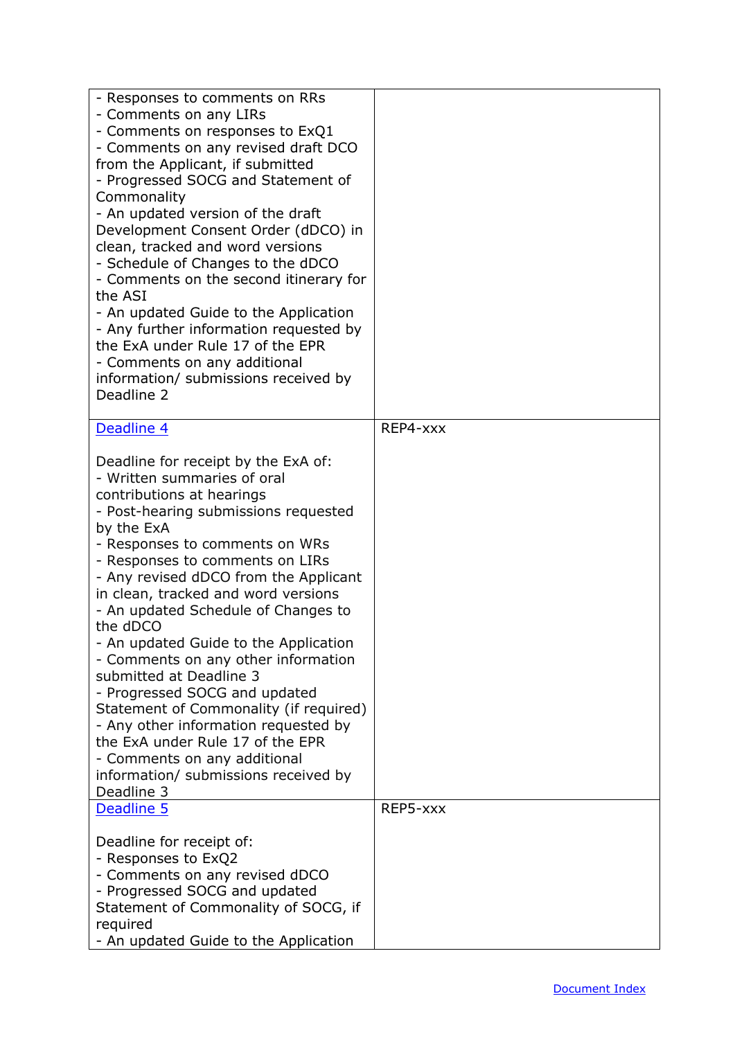| | |
|---|---|
| - Responses to comments on RRs<br>- Comments on any LIRs<br>- Comments on responses to ExQ1<br>- Comments on any revised draft DCO from the Applicant, if submitted<br>- Progressed SOCG and Statement of Commonality<br>- An updated version of the draft Development Consent Order (dDCO) in clean, tracked and word versions<br>- Schedule of Changes to the dDCO<br>- Comments on the second itinerary for the ASI<br>- An updated Guide to the Application<br>- Any further information requested by the ExA under Rule 17 of the EPR<br>- Comments on any additional information/ submissions received by Deadline 2 | |
| Deadline 4<br><br>Deadline for receipt by the ExA of:<br>- Written summaries of oral contributions at hearings<br>- Post-hearing submissions requested by the ExA<br>- Responses to comments on WRs<br>- Responses to comments on LIRs<br>- Any revised dDCO from the Applicant in clean, tracked and word versions<br>- An updated Schedule of Changes to the dDCO<br>- An updated Guide to the Application<br>- Comments on any other information submitted at Deadline 3<br>- Progressed SOCG and updated Statement of Commonality (if required)<br>- Any other information requested by the ExA under Rule 17 of the EPR<br>- Comments on any additional information/ submissions received by Deadline 3 | REP4-xxx |
| Deadline 5<br><br>Deadline for receipt of:<br>- Responses to ExQ2<br>- Comments on any revised dDCO<br>- Progressed SOCG and updated Statement of Commonality of SOCG, if required<br>- An updated Guide to the Application | REP5-xxx |

Document Index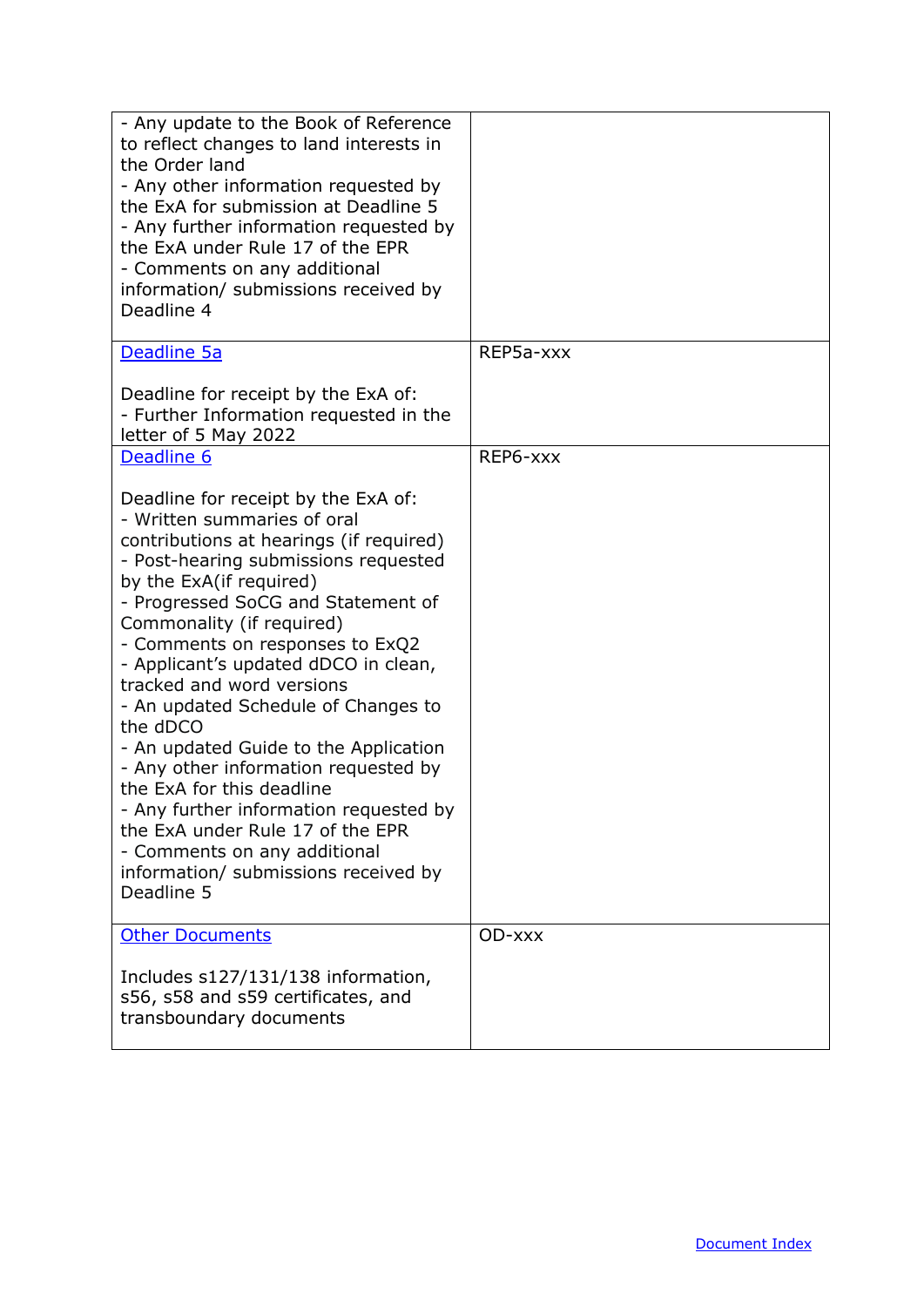| | |
|---|---|
| - Any update to the Book of Reference to reflect changes to land interests in the Order land<br>- Any other information requested by the ExA for submission at Deadline 5<br>- Any further information requested by the ExA under Rule 17 of the EPR<br>- Comments on any additional information/ submissions received by Deadline 4 | |
| [Deadline 5a](#)<br><br>Deadline for receipt by the ExA of:<br>- Further Information requested in the letter of 5 May 2022 | REP5a-xxx |
| [Deadline 6](#)<br><br>Deadline for receipt by the ExA of:<br>- Written summaries of oral contributions at hearings (if required)<br>- Post-hearing submissions requested by the ExA(if required)<br>- Progressed SoCG and Statement of Commonality (if required)<br>- Comments on responses to ExQ2<br>- Applicant's updated dDCO in clean, tracked and word versions<br>- An updated Schedule of Changes to the dDCO<br>- An updated Guide to the Application<br>- Any other information requested by the ExA for this deadline<br>- Any further information requested by the ExA under Rule 17 of the EPR<br>- Comments on any additional information/ submissions received by Deadline 5 | REP6-xxx |
| [Other Documents](#)<br><br>Includes s127/131/138 information, s56, s58 and s59 certificates, and transboundary documents | OD-xxx |

[Document Index](#)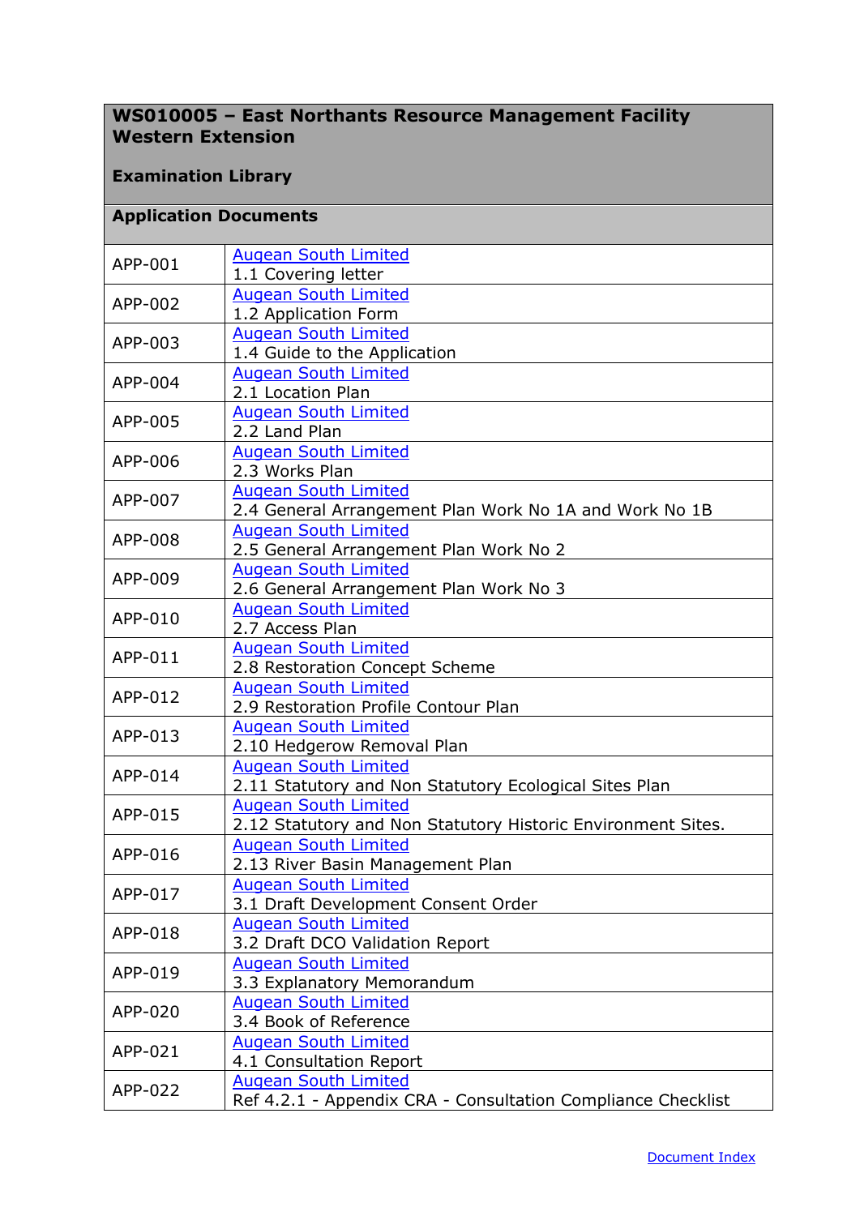| **WS010005 – East Northants Resource Management Facility Western Extension**<br><br>**Examination Library** | |
|---|---|
| **Application Documents** | |
| APP-001 | Augean South Limited<br>1.1 Covering letter |
| APP-002 | Augean South Limited<br>1.2 Application Form |
| APP-003 | Augean South Limited<br>1.4 Guide to the Application |
| APP-004 | Augean South Limited<br>2.1 Location Plan |
| APP-005 | Augean South Limited<br>2.2 Land Plan |
| APP-006 | Augean South Limited<br>2.3 Works Plan |
| APP-007 | Augean South Limited<br>2.4 General Arrangement Plan Work No 1A and Work No 1B |
| APP-008 | Augean South Limited<br>2.5 General Arrangement Plan Work No 2 |
| APP-009 | Augean South Limited<br>2.6 General Arrangement Plan Work No 3 |
| APP-010 | Augean South Limited<br>2.7 Access Plan |
| APP-011 | Augean South Limited<br>2.8 Restoration Concept Scheme |
| APP-012 | Augean South Limited<br>2.9 Restoration Profile Contour Plan |
| APP-013 | Augean South Limited<br>2.10 Hedgerow Removal Plan |
| APP-014 | Augean South Limited<br>2.11 Statutory and Non Statutory Ecological Sites Plan |
| APP-015 | Augean South Limited<br>2.12 Statutory and Non Statutory Historic Environment Sites. |
| APP-016 | Augean South Limited<br>2.13 River Basin Management Plan |
| APP-017 | Augean South Limited<br>3.1 Draft Development Consent Order |
| APP-018 | Augean South Limited<br>3.2 Draft DCO Validation Report |
| APP-019 | Augean South Limited<br>3.3 Explanatory Memorandum |
| APP-020 | Augean South Limited<br>3.4 Book of Reference |
| APP-021 | Augean South Limited<br>4.1 Consultation Report |
| APP-022 | Augean South Limited<br>Ref 4.2.1 - Appendix CRA - Consultation Compliance Checklist |

Document Index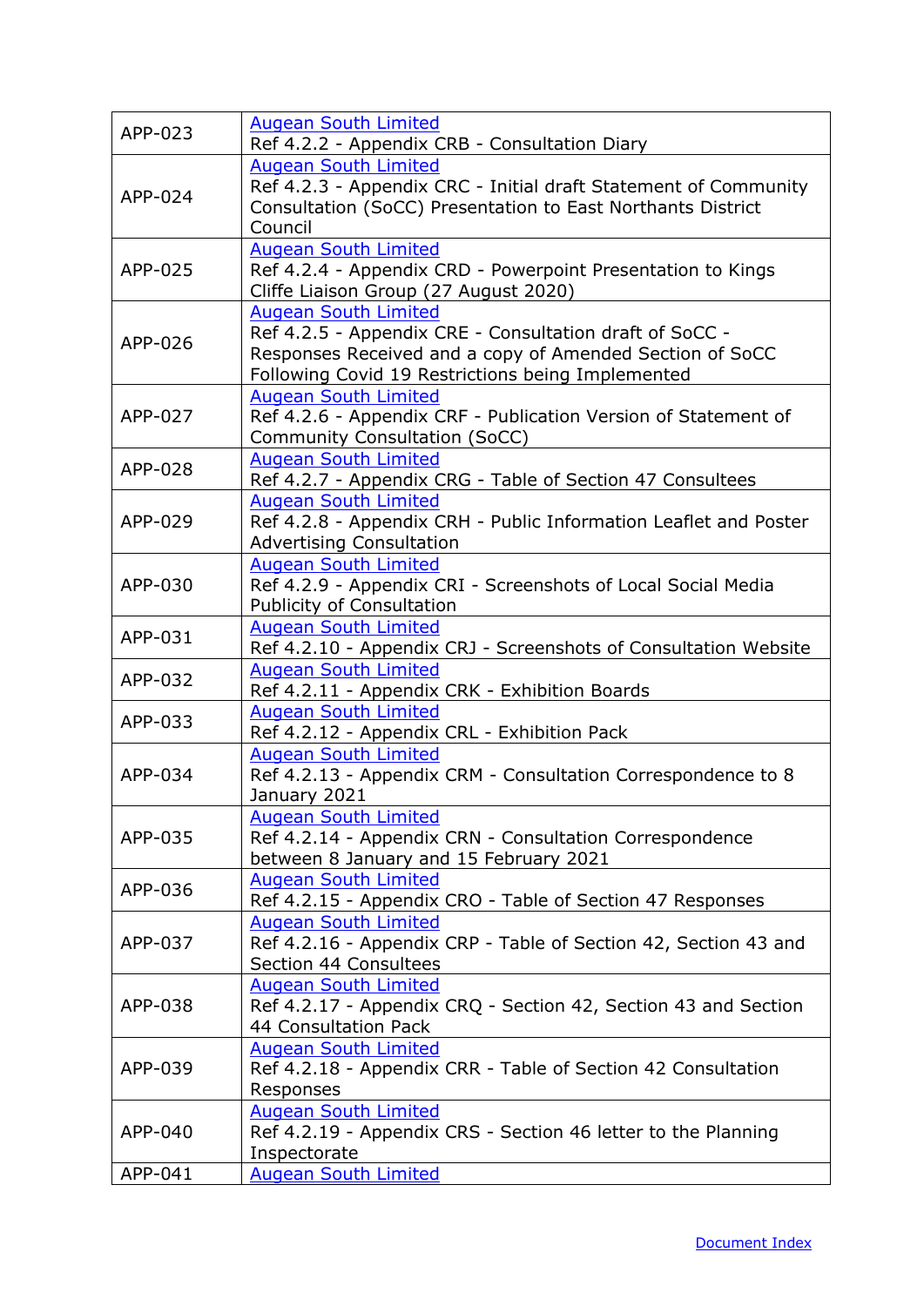| | |
|---|---|
| APP-023 | Augean South Limited<br>Ref 4.2.2 - Appendix CRB - Consultation Diary |
| APP-024 | Augean South Limited<br>Ref 4.2.3 - Appendix CRC - Initial draft Statement of Community Consultation (SoCC) Presentation to East Northants District Council |
| APP-025 | Augean South Limited<br>Ref 4.2.4 - Appendix CRD - Powerpoint Presentation to Kings Cliffe Liaison Group (27 August 2020) |
| APP-026 | Augean South Limited<br>Ref 4.2.5 - Appendix CRE - Consultation draft of SoCC - Responses Received and a copy of Amended Section of SoCC Following Covid 19 Restrictions being Implemented |
| APP-027 | Augean South Limited<br>Ref 4.2.6 - Appendix CRF - Publication Version of Statement of Community Consultation (SoCC) |
| APP-028 | Augean South Limited<br>Ref 4.2.7 - Appendix CRG - Table of Section 47 Consultees |
| APP-029 | Augean South Limited<br>Ref 4.2.8 - Appendix CRH - Public Information Leaflet and Poster Advertising Consultation |
| APP-030 | Augean South Limited<br>Ref 4.2.9 - Appendix CRI - Screenshots of Local Social Media Publicity of Consultation |
| APP-031 | Augean South Limited<br>Ref 4.2.10 - Appendix CRJ - Screenshots of Consultation Website |
| APP-032 | Augean South Limited<br>Ref 4.2.11 - Appendix CRK - Exhibition Boards |
| APP-033 | Augean South Limited<br>Ref 4.2.12 - Appendix CRL - Exhibition Pack |
| APP-034 | Augean South Limited<br>Ref 4.2.13 - Appendix CRM - Consultation Correspondence to 8 January 2021 |
| APP-035 | Augean South Limited<br>Ref 4.2.14 - Appendix CRN - Consultation Correspondence between 8 January and 15 February 2021 |
| APP-036 | Augean South Limited<br>Ref 4.2.15 - Appendix CRO - Table of Section 47 Responses |
| APP-037 | Augean South Limited<br>Ref 4.2.16 - Appendix CRP - Table of Section 42, Section 43 and Section 44 Consultees |
| APP-038 | Augean South Limited<br>Ref 4.2.17 - Appendix CRQ - Section 42, Section 43 and Section 44 Consultation Pack |
| APP-039 | Augean South Limited<br>Ref 4.2.18 - Appendix CRR - Table of Section 42 Consultation Responses |
| APP-040 | Augean South Limited<br>Ref 4.2.19 - Appendix CRS - Section 46 letter to the Planning Inspectorate |
| APP-041 | Augean South Limited |

Document Index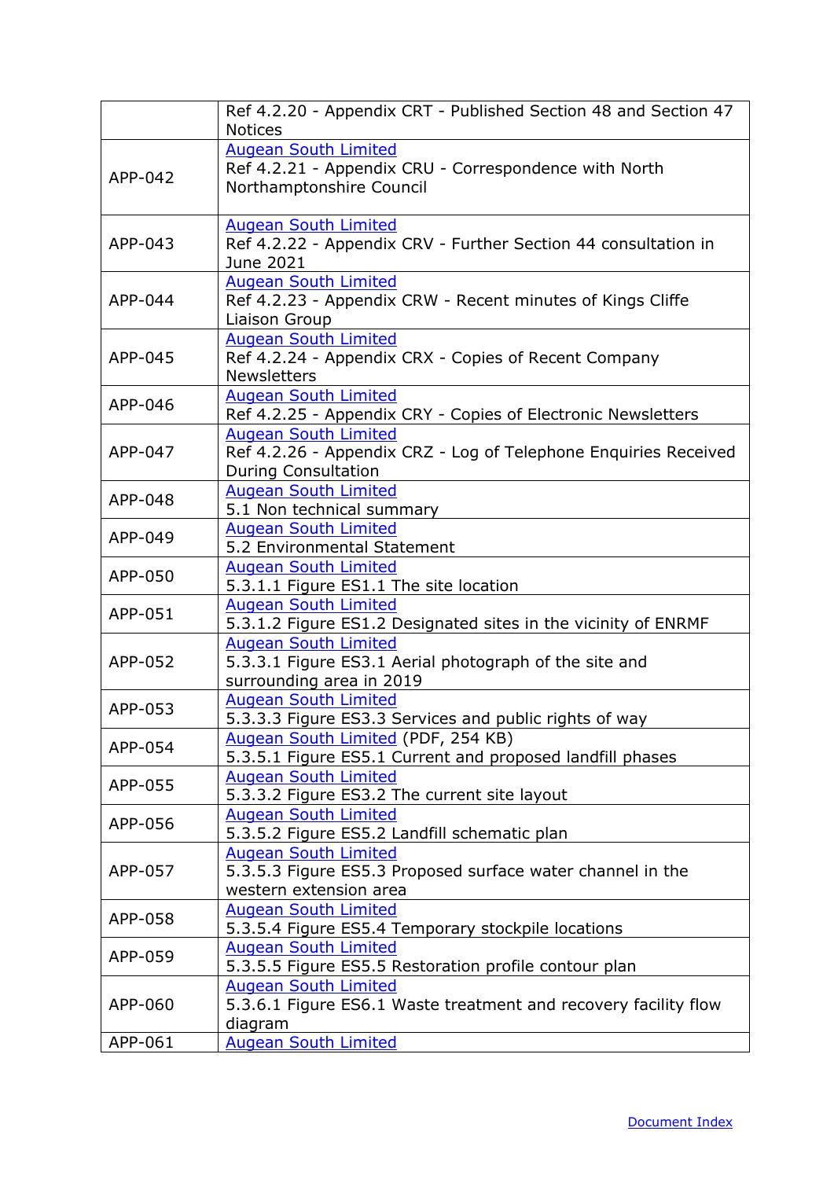| | |
|---|---|
| | Ref 4.2.20 - Appendix CRT - Published Section 48 and Section 47 Notices |
| APP-042 | Augean South Limited<br>Ref 4.2.21 - Appendix CRU - Correspondence with North Northamptonshire Council |
| APP-043 | Augean South Limited<br>Ref 4.2.22 - Appendix CRV - Further Section 44 consultation in June 2021 |
| APP-044 | Augean South Limited<br>Ref 4.2.23 - Appendix CRW - Recent minutes of Kings Cliffe Liaison Group |
| APP-045 | Augean South Limited<br>Ref 4.2.24 - Appendix CRX - Copies of Recent Company Newsletters |
| APP-046 | Augean South Limited<br>Ref 4.2.25 - Appendix CRY - Copies of Electronic Newsletters |
| APP-047 | Augean South Limited<br>Ref 4.2.26 - Appendix CRZ - Log of Telephone Enquiries Received During Consultation |
| APP-048 | Augean South Limited<br>5.1 Non technical summary |
| APP-049 | Augean South Limited<br>5.2 Environmental Statement |
| APP-050 | Augean South Limited<br>5.3.1.1 Figure ES1.1 The site location |
| APP-051 | Augean South Limited<br>5.3.1.2 Figure ES1.2 Designated sites in the vicinity of ENRMF |
| APP-052 | Augean South Limited<br>5.3.3.1 Figure ES3.1 Aerial photograph of the site and surrounding area in 2019 |
| APP-053 | Augean South Limited<br>5.3.3.3 Figure ES3.3 Services and public rights of way |
| APP-054 | Augean South Limited (PDF, 254 KB)<br>5.3.5.1 Figure ES5.1 Current and proposed landfill phases |
| APP-055 | Augean South Limited<br>5.3.3.2 Figure ES3.2 The current site layout |
| APP-056 | Augean South Limited<br>5.3.5.2 Figure ES5.2 Landfill schematic plan |
| APP-057 | Augean South Limited<br>5.3.5.3 Figure ES5.3 Proposed surface water channel in the western extension area |
| APP-058 | Augean South Limited<br>5.3.5.4 Figure ES5.4 Temporary stockpile locations |
| APP-059 | Augean South Limited<br>5.3.5.5 Figure ES5.5 Restoration profile contour plan |
| APP-060 | Augean South Limited<br>5.3.6.1 Figure ES6.1 Waste treatment and recovery facility flow diagram |
| APP-061 | Augean South Limited |

Document Index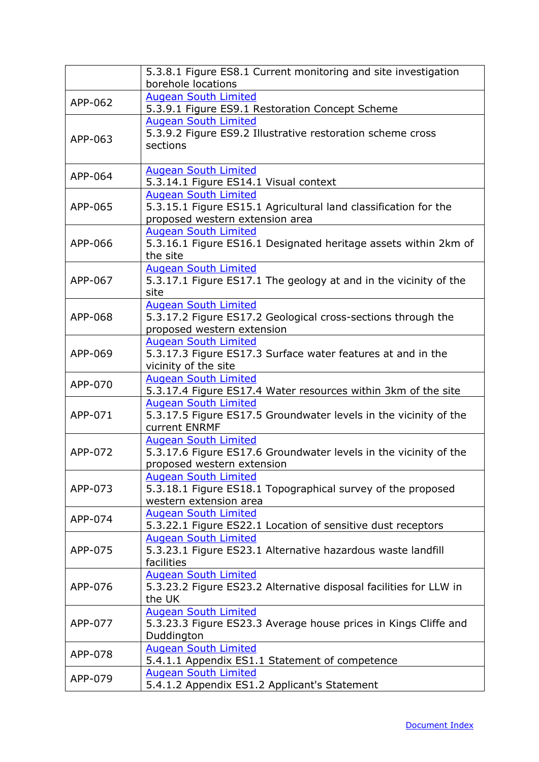| | |
|---|---|
| | 5.3.8.1 Figure ES8.1 Current monitoring and site investigation borehole locations |
| APP-062 | Augean South Limited<br>5.3.9.1 Figure ES9.1 Restoration Concept Scheme |
| APP-063 | Augean South Limited<br>5.3.9.2 Figure ES9.2 Illustrative restoration scheme cross sections |
| APP-064 | Augean South Limited<br>5.3.14.1 Figure ES14.1 Visual context |
| APP-065 | Augean South Limited<br>5.3.15.1 Figure ES15.1 Agricultural land classification for the proposed western extension area |
| APP-066 | Augean South Limited<br>5.3.16.1 Figure ES16.1 Designated heritage assets within 2km of the site |
| APP-067 | Augean South Limited<br>5.3.17.1 Figure ES17.1 The geology at and in the vicinity of the site |
| APP-068 | Augean South Limited<br>5.3.17.2 Figure ES17.2 Geological cross-sections through the proposed western extension |
| APP-069 | Augean South Limited<br>5.3.17.3 Figure ES17.3 Surface water features at and in the vicinity of the site |
| APP-070 | Augean South Limited<br>5.3.17.4 Figure ES17.4 Water resources within 3km of the site |
| APP-071 | Augean South Limited<br>5.3.17.5 Figure ES17.5 Groundwater levels in the vicinity of the current ENRMF |
| APP-072 | Augean South Limited<br>5.3.17.6 Figure ES17.6 Groundwater levels in the vicinity of the proposed western extension |
| APP-073 | Augean South Limited<br>5.3.18.1 Figure ES18.1 Topographical survey of the proposed western extension area |
| APP-074 | Augean South Limited<br>5.3.22.1 Figure ES22.1 Location of sensitive dust receptors |
| APP-075 | Augean South Limited<br>5.3.23.1 Figure ES23.1 Alternative hazardous waste landfill facilities |
| APP-076 | Augean South Limited<br>5.3.23.2 Figure ES23.2 Alternative disposal facilities for LLW in the UK |
| APP-077 | Augean South Limited<br>5.3.23.3 Figure ES23.3 Average house prices in Kings Cliffe and Duddington |
| APP-078 | Augean South Limited<br>5.4.1.1 Appendix ES1.1 Statement of competence |
| APP-079 | Augean South Limited<br>5.4.1.2 Appendix ES1.2 Applicant's Statement |

Document Index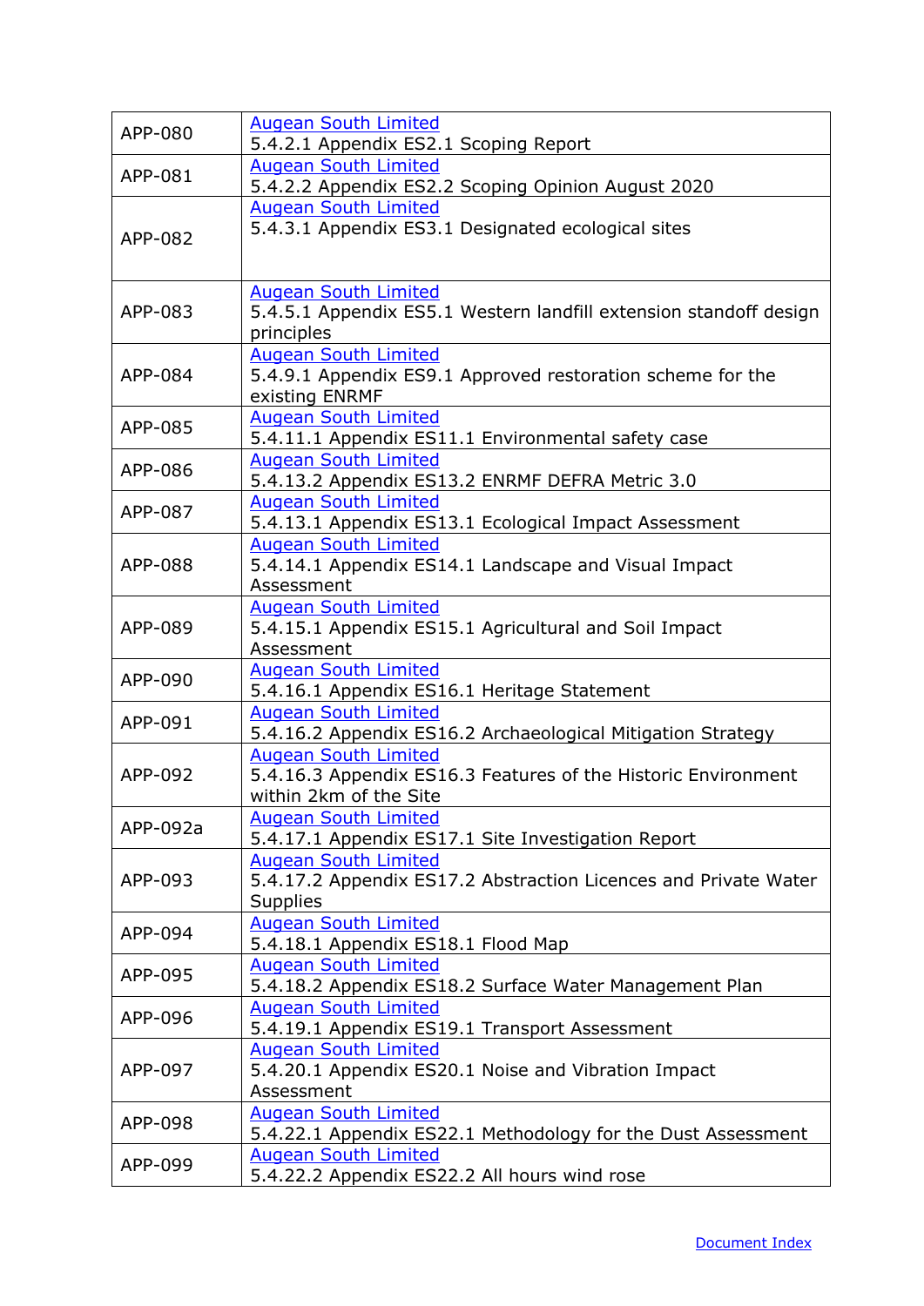| APP-080 | Augean South Limited<br>5.4.2.1 Appendix ES2.1 Scoping Report |
|---|---|
| APP-081 | Augean South Limited<br>5.4.2.2 Appendix ES2.2 Scoping Opinion August 2020 |
| APP-082 | Augean South Limited<br>5.4.3.1 Appendix ES3.1 Designated ecological sites |
| APP-083 | Augean South Limited<br>5.4.5.1 Appendix ES5.1 Western landfill extension standoff design principles |
| APP-084 | Augean South Limited<br>5.4.9.1 Appendix ES9.1 Approved restoration scheme for the existing ENRMF |
| APP-085 | Augean South Limited<br>5.4.11.1 Appendix ES11.1 Environmental safety case |
| APP-086 | Augean South Limited<br>5.4.13.2 Appendix ES13.2 ENRMF DEFRA Metric 3.0 |
| APP-087 | Augean South Limited<br>5.4.13.1 Appendix ES13.1 Ecological Impact Assessment |
| APP-088 | Augean South Limited<br>5.4.14.1 Appendix ES14.1 Landscape and Visual Impact Assessment |
| APP-089 | Augean South Limited<br>5.4.15.1 Appendix ES15.1 Agricultural and Soil Impact Assessment |
| APP-090 | Augean South Limited<br>5.4.16.1 Appendix ES16.1 Heritage Statement |
| APP-091 | Augean South Limited<br>5.4.16.2 Appendix ES16.2 Archaeological Mitigation Strategy |
| APP-092 | Augean South Limited<br>5.4.16.3 Appendix ES16.3 Features of the Historic Environment within 2km of the Site |
| APP-092a | Augean South Limited<br>5.4.17.1 Appendix ES17.1 Site Investigation Report |
| APP-093 | Augean South Limited<br>5.4.17.2 Appendix ES17.2 Abstraction Licences and Private Water Supplies |
| APP-094 | Augean South Limited<br>5.4.18.1 Appendix ES18.1 Flood Map |
| APP-095 | Augean South Limited<br>5.4.18.2 Appendix ES18.2 Surface Water Management Plan |
| APP-096 | Augean South Limited<br>5.4.19.1 Appendix ES19.1 Transport Assessment |
| APP-097 | Augean South Limited<br>5.4.20.1 Appendix ES20.1 Noise and Vibration Impact Assessment |
| APP-098 | Augean South Limited<br>5.4.22.1 Appendix ES22.1 Methodology for the Dust Assessment |
| APP-099 | Augean South Limited<br>5.4.22.2 Appendix ES22.2 All hours wind rose |

Document Index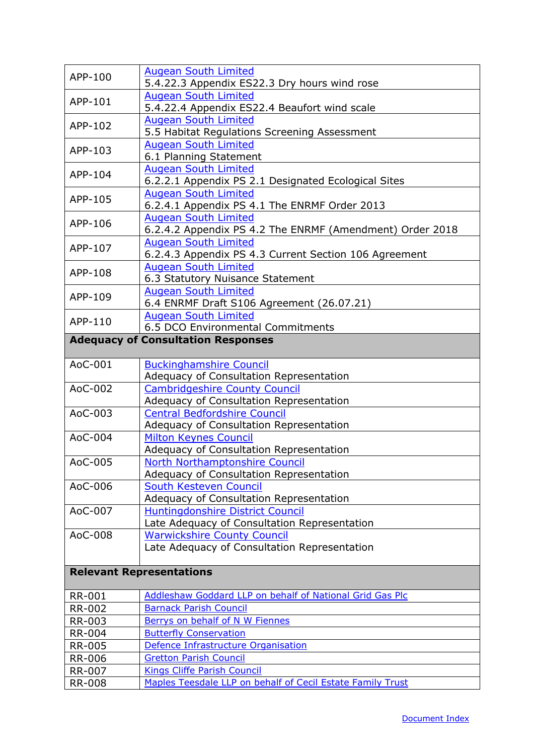| | |
|---|---|
| APP-100 | Augean South Limited<br>5.4.22.3 Appendix ES22.3 Dry hours wind rose |
| APP-101 | Augean South Limited<br>5.4.22.4 Appendix ES22.4 Beaufort wind scale |
| APP-102 | Augean South Limited<br>5.5 Habitat Regulations Screening Assessment |
| APP-103 | Augean South Limited<br>6.1 Planning Statement |
| APP-104 | Augean South Limited<br>6.2.2.1 Appendix PS 2.1 Designated Ecological Sites |
| APP-105 | Augean South Limited<br>6.2.4.1 Appendix PS 4.1 The ENRMF Order 2013 |
| APP-106 | Augean South Limited<br>6.2.4.2 Appendix PS 4.2 The ENRMF (Amendment) Order 2018 |
| APP-107 | Augean South Limited<br>6.2.4.3 Appendix PS 4.3 Current Section 106 Agreement |
| APP-108 | Augean South Limited<br>6.3 Statutory Nuisance Statement |
| APP-109 | Augean South Limited<br>6.4 ENRMF Draft S106 Agreement (26.07.21) |
| APP-110 | Augean South Limited<br>6.5 DCO Environmental Commitments |
| **Adequacy of Consultation Responses** | |
| AoC-001 | Buckinghamshire Council<br>Adequacy of Consultation Representation |
| AoC-002 | Cambridgeshire County Council<br>Adequacy of Consultation Representation |
| AoC-003 | Central Bedfordshire Council<br>Adequacy of Consultation Representation |
| AoC-004 | Milton Keynes Council<br>Adequacy of Consultation Representation |
| AoC-005 | North Northamptonshire Council<br>Adequacy of Consultation Representation |
| AoC-006 | South Kesteven Council<br>Adequacy of Consultation Representation |
| AoC-007 | Huntingdonshire District Council<br>Late Adequacy of Consultation Representation |
| AoC-008 | Warwickshire County Council<br>Late Adequacy of Consultation Representation |
| **Relevant Representations** | |
| RR-001 | Addleshaw Goddard LLP on behalf of National Grid Gas Plc |
| RR-002 | Barnack Parish Council |
| RR-003 | Berrys on behalf of N W Fiennes |
| RR-004 | Butterfly Conservation |
| RR-005 | Defence Infrastructure Organisation |
| RR-006 | Gretton Parish Council |
| RR-007 | Kings Cliffe Parish Council |
| RR-008 | Maples Teesdale LLP on behalf of Cecil Estate Family Trust |

Document Index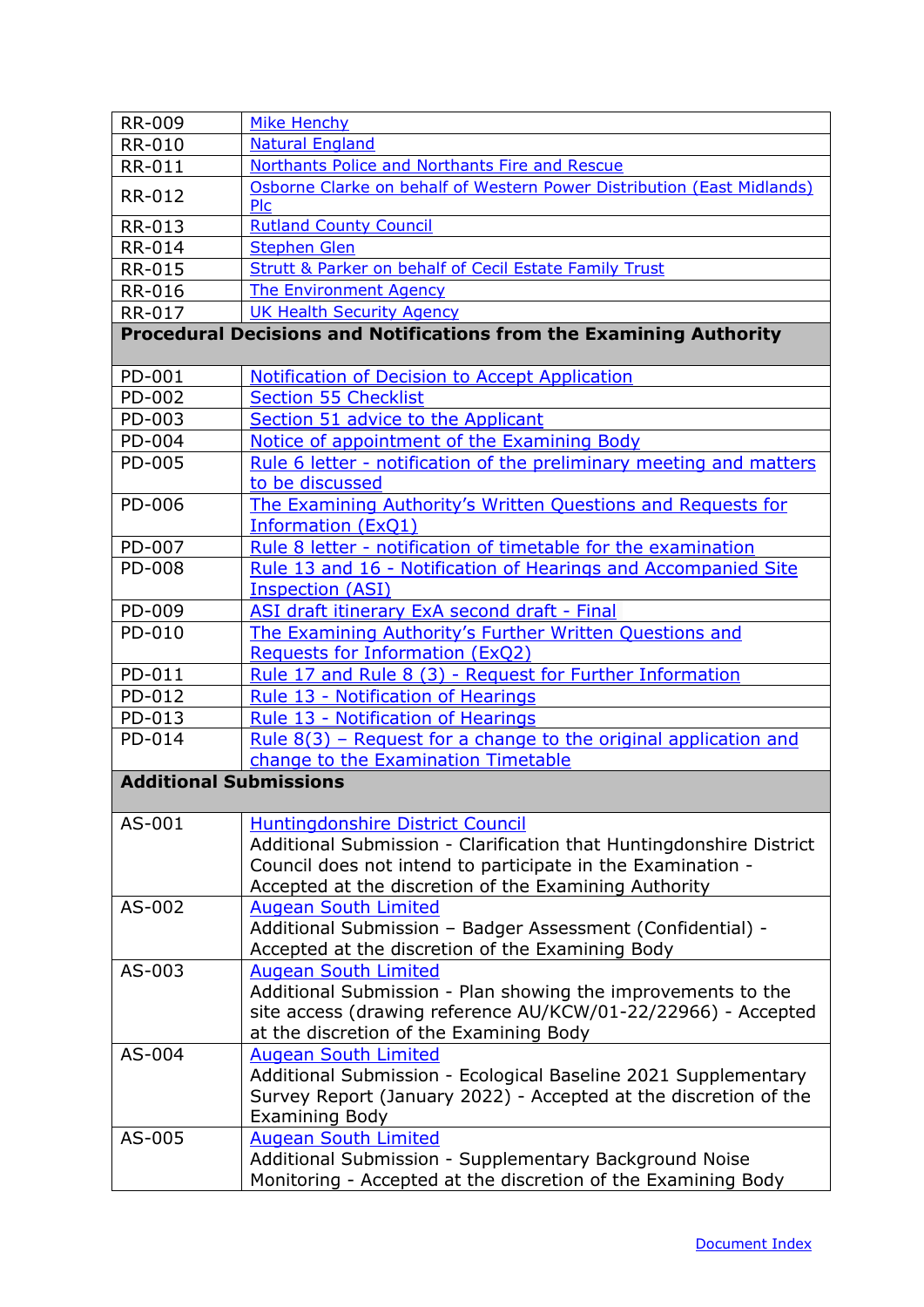| | |
|---|---|
| RR-009 | Mike Henchy |
| RR-010 | Natural England |
| RR-011 | Northants Police and Northants Fire and Rescue |
| RR-012 | Osborne Clarke on behalf of Western Power Distribution (East Midlands) Plc |
| RR-013 | Rutland County Council |
| RR-014 | Stephen Glen |
| RR-015 | Strutt & Parker on behalf of Cecil Estate Family Trust |
| RR-016 | The Environment Agency |
| RR-017 | UK Health Security Agency |
| **Procedural Decisions and Notifications from the Examining Authority** | |
| PD-001 | Notification of Decision to Accept Application |
| PD-002 | Section 55 Checklist |
| PD-003 | Section 51 advice to the Applicant |
| PD-004 | Notice of appointment of the Examining Body |
| PD-005 | Rule 6 letter - notification of the preliminary meeting and matters to be discussed |
| PD-006 | The Examining Authority's Written Questions and Requests for Information (ExQ1) |
| PD-007 | Rule 8 letter - notification of timetable for the examination |
| PD-008 | Rule 13 and 16 - Notification of Hearings and Accompanied Site Inspection (ASI) |
| PD-009 | ASI draft itinerary ExA second draft - Final |
| PD-010 | The Examining Authority's Further Written Questions and Requests for Information (ExQ2) |
| PD-011 | Rule 17 and Rule 8 (3) - Request for Further Information |
| PD-012 | Rule 13 - Notification of Hearings |
| PD-013 | Rule 13 - Notification of Hearings |
| PD-014 | Rule 8(3) – Request for a change to the original application and change to the Examination Timetable |
| **Additional Submissions** | |
| AS-001 | Huntingdonshire District Council<br>Additional Submission - Clarification that Huntingdonshire District Council does not intend to participate in the Examination - Accepted at the discretion of the Examining Authority |
| AS-002 | Augean South Limited<br>Additional Submission – Badger Assessment (Confidential) - Accepted at the discretion of the Examining Body |
| AS-003 | Augean South Limited<br>Additional Submission - Plan showing the improvements to the site access (drawing reference AU/KCW/01-22/22966) - Accepted at the discretion of the Examining Body |
| AS-004 | Augean South Limited<br>Additional Submission - Ecological Baseline 2021 Supplementary Survey Report (January 2022) - Accepted at the discretion of the Examining Body |
| AS-005 | Augean South Limited<br>Additional Submission - Supplementary Background Noise Monitoring - Accepted at the discretion of the Examining Body |

Document Index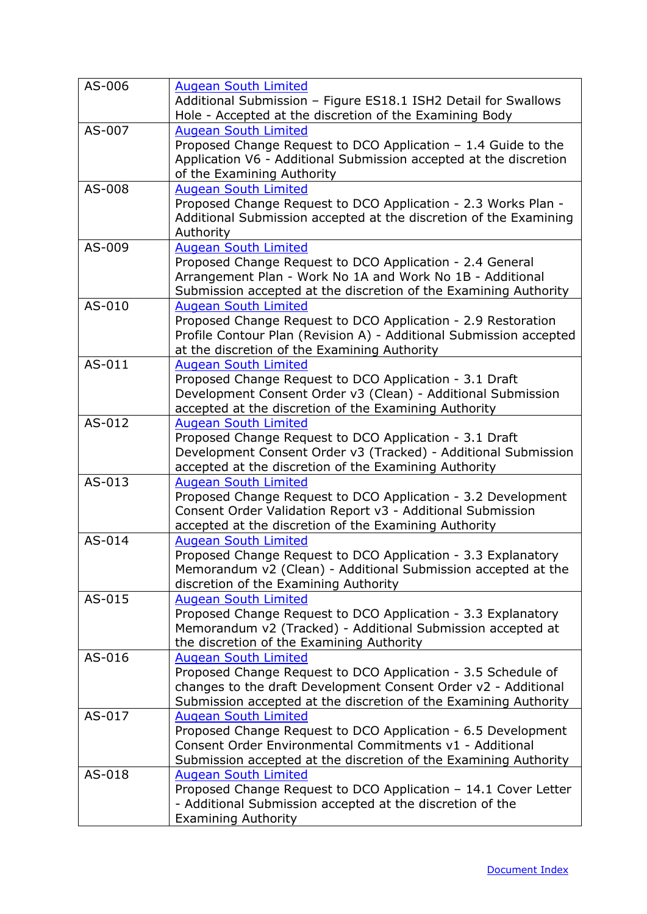| | |
|---|---|
| AS-006 | Augean South Limited<br>Additional Submission – Figure ES18.1 ISH2 Detail for Swallows Hole - Accepted at the discretion of the Examining Body |
| AS-007 | Augean South Limited<br>Proposed Change Request to DCO Application – 1.4 Guide to the Application V6 - Additional Submission accepted at the discretion of the Examining Authority |
| AS-008 | Augean South Limited<br>Proposed Change Request to DCO Application - 2.3 Works Plan - Additional Submission accepted at the discretion of the Examining Authority |
| AS-009 | Augean South Limited<br>Proposed Change Request to DCO Application - 2.4 General Arrangement Plan - Work No 1A and Work No 1B - Additional Submission accepted at the discretion of the Examining Authority |
| AS-010 | Augean South Limited<br>Proposed Change Request to DCO Application - 2.9 Restoration Profile Contour Plan (Revision A) - Additional Submission accepted at the discretion of the Examining Authority |
| AS-011 | Augean South Limited<br>Proposed Change Request to DCO Application - 3.1 Draft Development Consent Order v3 (Clean) - Additional Submission accepted at the discretion of the Examining Authority |
| AS-012 | Augean South Limited<br>Proposed Change Request to DCO Application - 3.1 Draft Development Consent Order v3 (Tracked) - Additional Submission accepted at the discretion of the Examining Authority |
| AS-013 | Augean South Limited<br>Proposed Change Request to DCO Application - 3.2 Development Consent Order Validation Report v3 - Additional Submission accepted at the discretion of the Examining Authority |
| AS-014 | Augean South Limited<br>Proposed Change Request to DCO Application - 3.3 Explanatory Memorandum v2 (Clean) - Additional Submission accepted at the discretion of the Examining Authority |
| AS-015 | Augean South Limited<br>Proposed Change Request to DCO Application - 3.3 Explanatory Memorandum v2 (Tracked) - Additional Submission accepted at the discretion of the Examining Authority |
| AS-016 | Augean South Limited<br>Proposed Change Request to DCO Application - 3.5 Schedule of changes to the draft Development Consent Order v2 - Additional Submission accepted at the discretion of the Examining Authority |
| AS-017 | Augean South Limited<br>Proposed Change Request to DCO Application - 6.5 Development Consent Order Environmental Commitments v1 - Additional Submission accepted at the discretion of the Examining Authority |
| AS-018 | Augean South Limited<br>Proposed Change Request to DCO Application – 14.1 Cover Letter - Additional Submission accepted at the discretion of the Examining Authority |

Document Index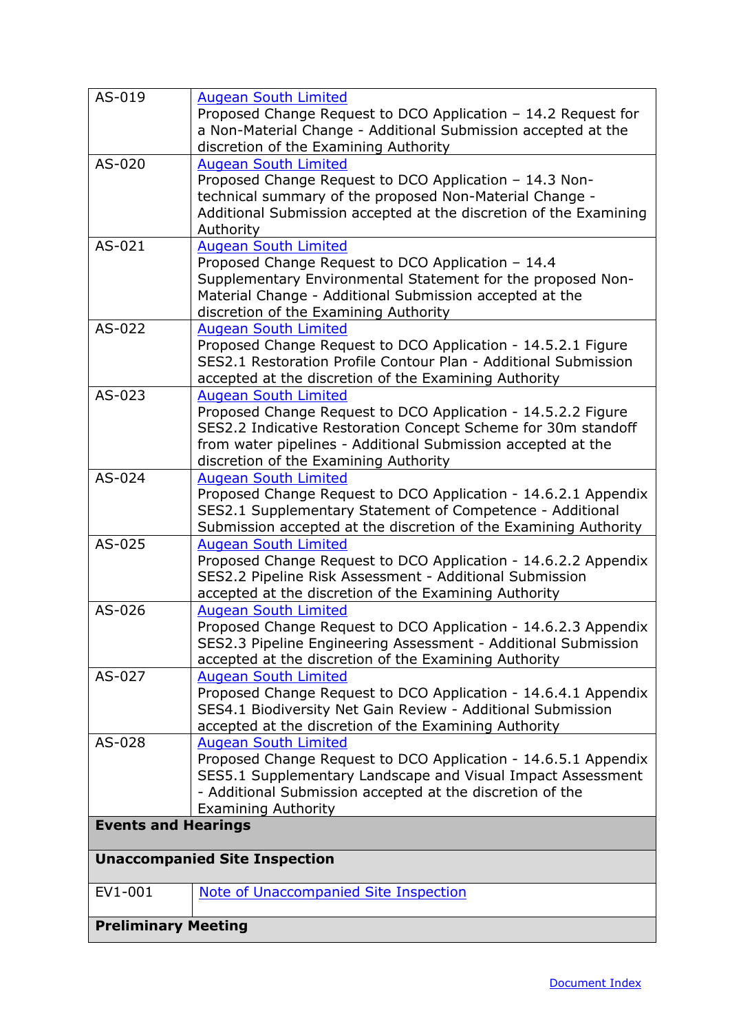| | |
|---|---|
| AS-019 | Augean South Limited<br>Proposed Change Request to DCO Application – 14.2 Request for a Non-Material Change - Additional Submission accepted at the discretion of the Examining Authority |
| AS-020 | Augean South Limited<br>Proposed Change Request to DCO Application – 14.3 Non-technical summary of the proposed Non-Material Change - Additional Submission accepted at the discretion of the Examining Authority |
| AS-021 | Augean South Limited<br>Proposed Change Request to DCO Application – 14.4 Supplementary Environmental Statement for the proposed Non-Material Change - Additional Submission accepted at the discretion of the Examining Authority |
| AS-022 | Augean South Limited<br>Proposed Change Request to DCO Application - 14.5.2.1 Figure SES2.1 Restoration Profile Contour Plan - Additional Submission accepted at the discretion of the Examining Authority |
| AS-023 | Augean South Limited<br>Proposed Change Request to DCO Application - 14.5.2.2 Figure SES2.2 Indicative Restoration Concept Scheme for 30m standoff from water pipelines - Additional Submission accepted at the discretion of the Examining Authority |
| AS-024 | Augean South Limited<br>Proposed Change Request to DCO Application - 14.6.2.1 Appendix SES2.1 Supplementary Statement of Competence - Additional Submission accepted at the discretion of the Examining Authority |
| AS-025 | Augean South Limited<br>Proposed Change Request to DCO Application - 14.6.2.2 Appendix SES2.2 Pipeline Risk Assessment - Additional Submission accepted at the discretion of the Examining Authority |
| AS-026 | Augean South Limited<br>Proposed Change Request to DCO Application - 14.6.2.3 Appendix SES2.3 Pipeline Engineering Assessment - Additional Submission accepted at the discretion of the Examining Authority |
| AS-027 | Augean South Limited<br>Proposed Change Request to DCO Application - 14.6.4.1 Appendix SES4.1 Biodiversity Net Gain Review - Additional Submission accepted at the discretion of the Examining Authority |
| AS-028 | Augean South Limited<br>Proposed Change Request to DCO Application - 14.6.5.1 Appendix SES5.1 Supplementary Landscape and Visual Impact Assessment - Additional Submission accepted at the discretion of the Examining Authority |
| **Events and Hearings** | |
| **Unaccompanied Site Inspection** | |
| EV1-001 | Note of Unaccompanied Site Inspection |
| **Preliminary Meeting** | |

Document Index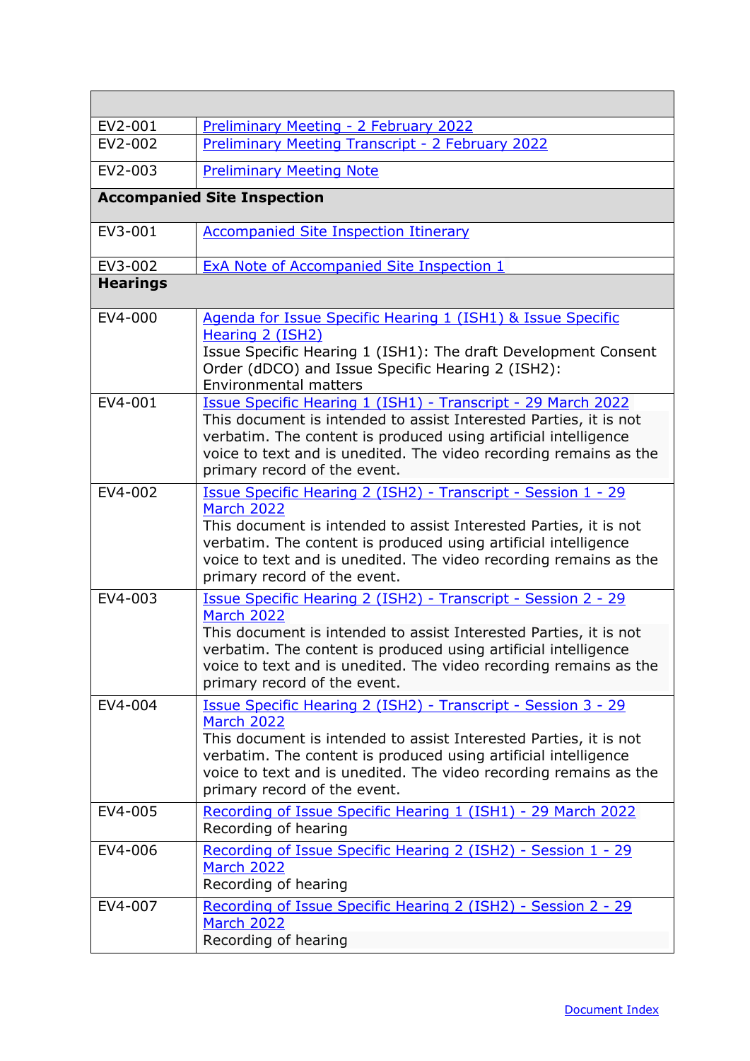| | |
|---|---|
| EV2-001 | [Preliminary Meeting - 2 February 2022]() |
| EV2-002 | [Preliminary Meeting Transcript - 2 February 2022]() |
| EV2-003 | [Preliminary Meeting Note]() |
| **Accompanied Site Inspection** | |
| EV3-001 | [Accompanied Site Inspection Itinerary]() |
| EV3-002 | [ExA Note of Accompanied Site Inspection 1]() |
| **Hearings** | |
| EV4-000 | [Agenda for Issue Specific Hearing 1 (ISH1) & Issue Specific Hearing 2 (ISH2)]()<br>Issue Specific Hearing 1 (ISH1): The draft Development Consent Order (dDCO) and Issue Specific Hearing 2 (ISH2): Environmental matters |
| EV4-001 | [Issue Specific Hearing 1 (ISH1) - Transcript - 29 March 2022]()<br>This document is intended to assist Interested Parties, it is not verbatim. The content is produced using artificial intelligence voice to text and is unedited. The video recording remains as the primary record of the event. |
| EV4-002 | [Issue Specific Hearing 2 (ISH2) - Transcript - Session 1 - 29 March 2022]()<br>This document is intended to assist Interested Parties, it is not verbatim. The content is produced using artificial intelligence voice to text and is unedited. The video recording remains as the primary record of the event. |
| EV4-003 | [Issue Specific Hearing 2 (ISH2) - Transcript - Session 2 - 29 March 2022]()<br>This document is intended to assist Interested Parties, it is not verbatim. The content is produced using artificial intelligence voice to text and is unedited. The video recording remains as the primary record of the event. |
| EV4-004 | [Issue Specific Hearing 2 (ISH2) - Transcript - Session 3 - 29 March 2022]()<br>This document is intended to assist Interested Parties, it is not verbatim. The content is produced using artificial intelligence voice to text and is unedited. The video recording remains as the primary record of the event. |
| EV4-005 | [Recording of Issue Specific Hearing 1 (ISH1) - 29 March 2022]()<br>Recording of hearing |
| EV4-006 | [Recording of Issue Specific Hearing 2 (ISH2) - Session 1 - 29 March 2022]()<br>Recording of hearing |
| EV4-007 | [Recording of Issue Specific Hearing 2 (ISH2) - Session 2 - 29 March 2022]()<br>Recording of hearing |

[Document Index]()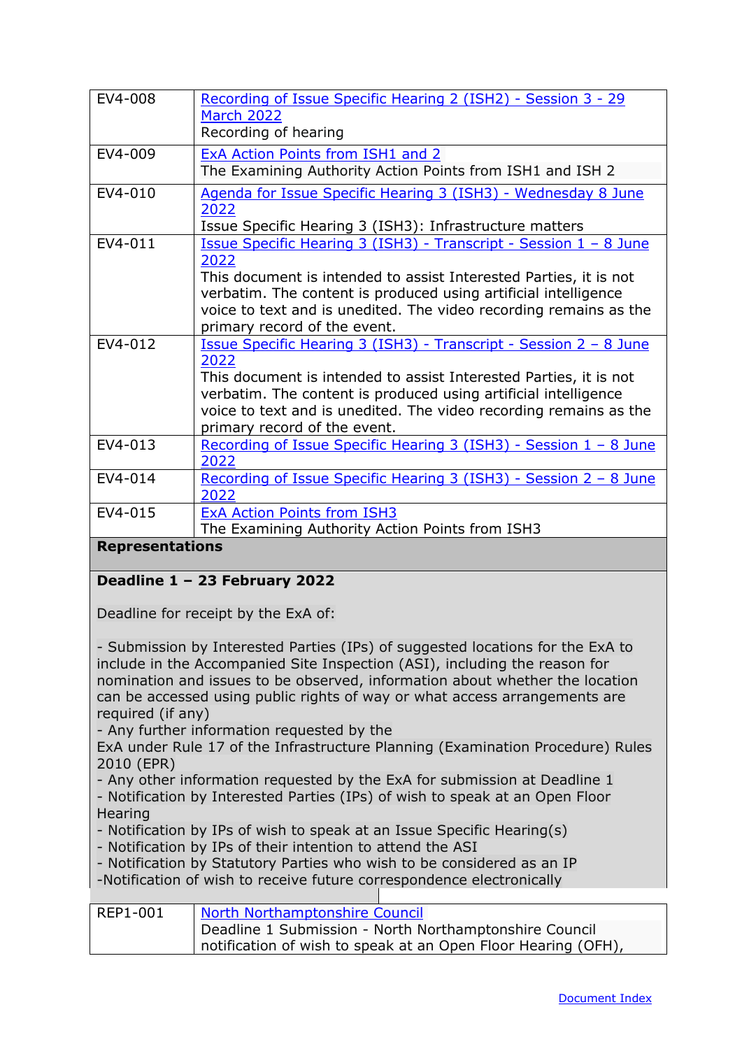| | |
|---|---|
| EV4-008 | Recording of Issue Specific Hearing 2 (ISH2) - Session 3 - 29 March 2022<br>Recording of hearing |
| EV4-009 | ExA Action Points from ISH1 and 2<br>The Examining Authority Action Points from ISH1 and ISH 2 |
| EV4-010 | Agenda for Issue Specific Hearing 3 (ISH3) - Wednesday 8 June 2022<br>Issue Specific Hearing 3 (ISH3): Infrastructure matters |
| EV4-011 | Issue Specific Hearing 3 (ISH3) - Transcript - Session 1 – 8 June 2022<br>This document is intended to assist Interested Parties, it is not verbatim. The content is produced using artificial intelligence voice to text and is unedited. The video recording remains as the primary record of the event. |
| EV4-012 | Issue Specific Hearing 3 (ISH3) - Transcript - Session 2 – 8 June 2022<br>This document is intended to assist Interested Parties, it is not verbatim. The content is produced using artificial intelligence voice to text and is unedited. The video recording remains as the primary record of the event. |
| EV4-013 | Recording of Issue Specific Hearing 3 (ISH3) - Session 1 – 8 June 2022 |
| EV4-014 | Recording of Issue Specific Hearing 3 (ISH3) - Session 2 – 8 June 2022 |
| EV4-015 | ExA Action Points from ISH3<br>The Examining Authority Action Points from ISH3 |
| **Representations** | |
| **Deadline 1 – 23 February 2022**<br><br>Deadline for receipt by the ExA of:<br><br>- Submission by Interested Parties (IPs) of suggested locations for the ExA to include in the Accompanied Site Inspection (ASI), including the reason for nomination and issues to be observed, information about whether the location can be accessed using public rights of way or what access arrangements are required (if any)<br>- Any further information requested by the ExA under Rule 17 of the Infrastructure Planning (Examination Procedure) Rules 2010 (EPR)<br>- Any other information requested by the ExA for submission at Deadline 1<br>- Notification by Interested Parties (IPs) of wish to speak at an Open Floor Hearing<br>- Notification by IPs of wish to speak at an Issue Specific Hearing(s)<br>- Notification by IPs of their intention to attend the ASI<br>- Notification by Statutory Parties who wish to be considered as an IP<br>-Notification of wish to receive future correspondence electronically | |
| REP1-001 | North Northamptonshire Council<br>Deadline 1 Submission - North Northamptonshire Council notification of wish to speak at an Open Floor Hearing (OFH), |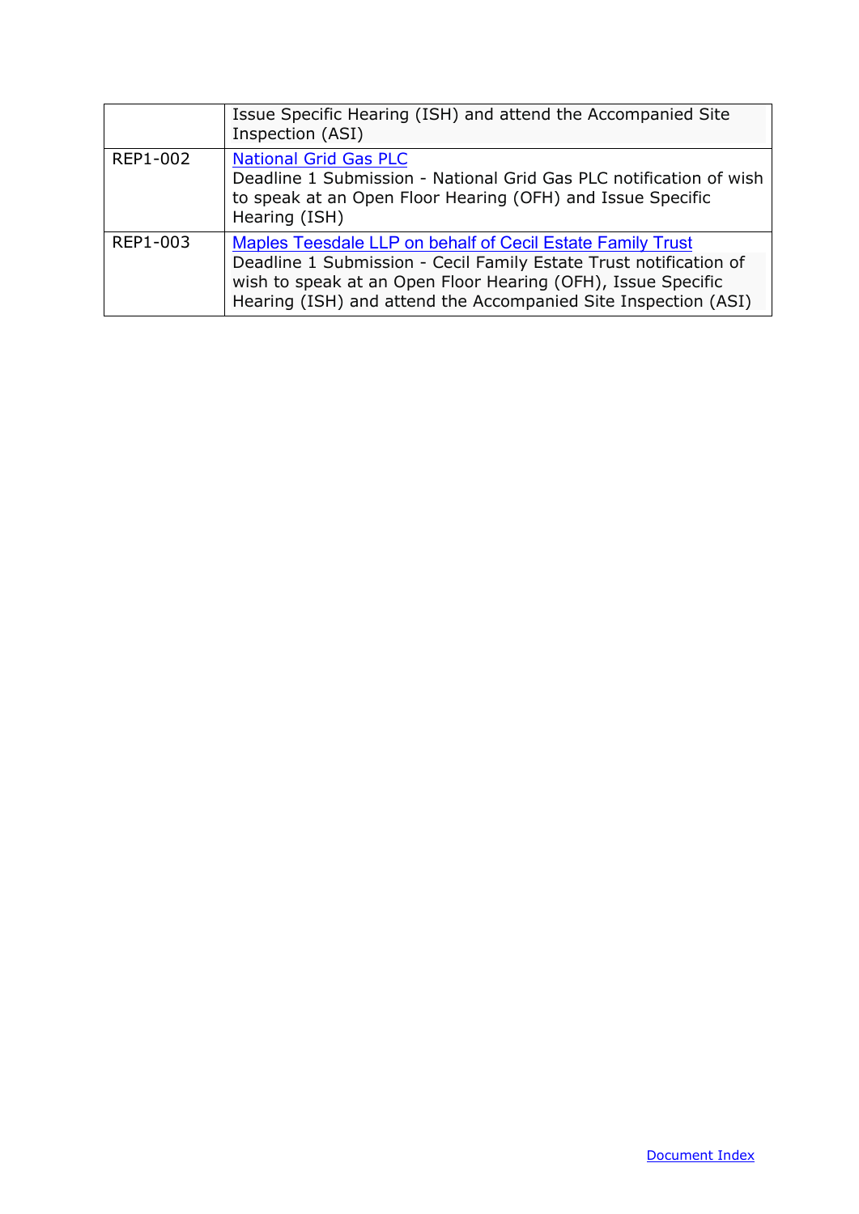| | |
|---|---|
| | Issue Specific Hearing (ISH) and attend the Accompanied Site Inspection (ASI) |
| REP1-002 | National Grid Gas PLC<br>Deadline 1 Submission - National Grid Gas PLC notification of wish to speak at an Open Floor Hearing (OFH) and Issue Specific Hearing (ISH) |
| REP1-003 | Maples Teesdale LLP on behalf of Cecil Estate Family Trust<br>Deadline 1 Submission - Cecil Family Estate Trust notification of wish to speak at an Open Floor Hearing (OFH), Issue Specific Hearing (ISH) and attend the Accompanied Site Inspection (ASI) |

Document Index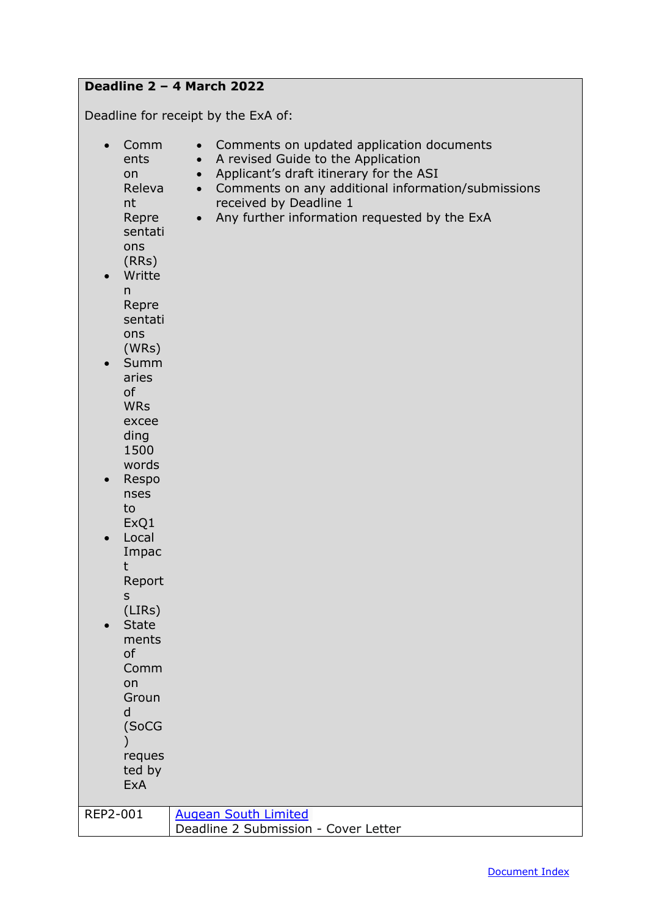| **Deadline 2 – 4 March 2022**<br><br>Deadline for receipt by the ExA of:<br><br>- Comments on Relevant Representations (RRs)<br>- Written Representations (WRs)<br>- Summaries of WRs exceeding 1500 words<br>- Responses to ExQ1<br>- Local Impact Reports (LIRs)<br>- Statements of Common Ground (SoCG) requested by ExA<br>- Comments on updated application documents<br>- A revised Guide to the Application<br>- Applicant's draft itinerary for the ASI<br>- Comments on any additional information/submissions received by Deadline 1<br>- Any further information requested by the ExA | |
|---|---|
| REP2-001 | Augean South Limited<br>Deadline 2 Submission - Cover Letter |

Document Index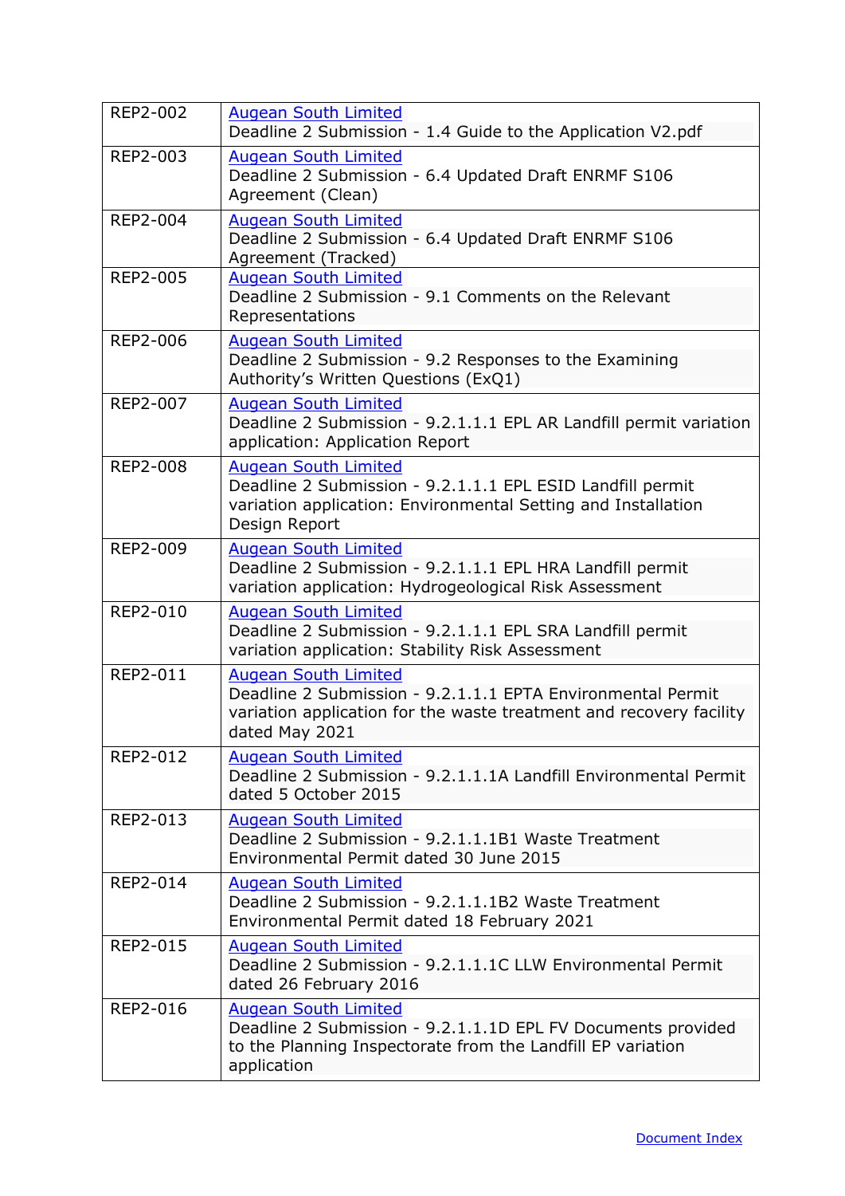| | |
|---|---|
| REP2-002 | Augean South Limited<br>Deadline 2 Submission - 1.4 Guide to the Application V2.pdf |
| REP2-003 | Augean South Limited<br>Deadline 2 Submission - 6.4 Updated Draft ENRMF S106 Agreement (Clean) |
| REP2-004 | Augean South Limited<br>Deadline 2 Submission - 6.4 Updated Draft ENRMF S106 Agreement (Tracked) |
| REP2-005 | Augean South Limited<br>Deadline 2 Submission - 9.1 Comments on the Relevant Representations |
| REP2-006 | Augean South Limited<br>Deadline 2 Submission - 9.2 Responses to the Examining Authority's Written Questions (ExQ1) |
| REP2-007 | Augean South Limited<br>Deadline 2 Submission - 9.2.1.1.1 EPL AR Landfill permit variation application: Application Report |
| REP2-008 | Augean South Limited<br>Deadline 2 Submission - 9.2.1.1.1 EPL ESID Landfill permit variation application: Environmental Setting and Installation Design Report |
| REP2-009 | Augean South Limited<br>Deadline 2 Submission - 9.2.1.1.1 EPL HRA Landfill permit variation application: Hydrogeological Risk Assessment |
| REP2-010 | Augean South Limited<br>Deadline 2 Submission - 9.2.1.1.1 EPL SRA Landfill permit variation application: Stability Risk Assessment |
| REP2-011 | Augean South Limited<br>Deadline 2 Submission - 9.2.1.1.1 EPTA Environmental Permit variation application for the waste treatment and recovery facility dated May 2021 |
| REP2-012 | Augean South Limited<br>Deadline 2 Submission - 9.2.1.1.1A Landfill Environmental Permit dated 5 October 2015 |
| REP2-013 | Augean South Limited<br>Deadline 2 Submission - 9.2.1.1.1B1 Waste Treatment Environmental Permit dated 30 June 2015 |
| REP2-014 | Augean South Limited<br>Deadline 2 Submission - 9.2.1.1.1B2 Waste Treatment Environmental Permit dated 18 February 2021 |
| REP2-015 | Augean South Limited<br>Deadline 2 Submission - 9.2.1.1.1C LLW Environmental Permit dated 26 February 2016 |
| REP2-016 | Augean South Limited<br>Deadline 2 Submission - 9.2.1.1.1D EPL FV Documents provided to the Planning Inspectorate from the Landfill EP variation application |

Document Index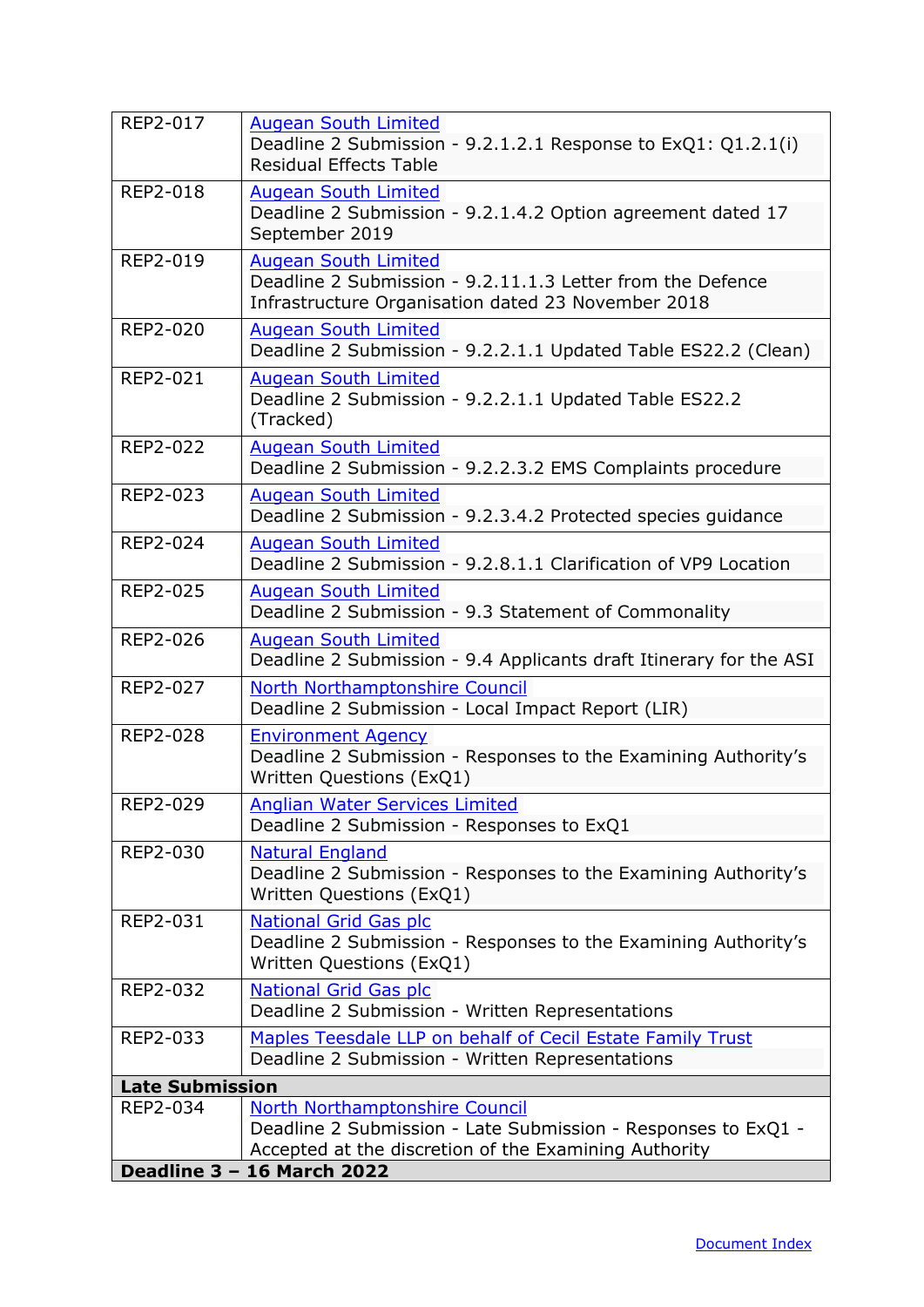| | |
|---|---|
| REP2-017 | Augean South Limited<br>Deadline 2 Submission - 9.2.1.2.1 Response to ExQ1: Q1.2.1(i) Residual Effects Table |
| REP2-018 | Augean South Limited<br>Deadline 2 Submission - 9.2.1.4.2 Option agreement dated 17 September 2019 |
| REP2-019 | Augean South Limited<br>Deadline 2 Submission - 9.2.11.1.3 Letter from the Defence Infrastructure Organisation dated 23 November 2018 |
| REP2-020 | Augean South Limited<br>Deadline 2 Submission - 9.2.2.1.1 Updated Table ES22.2 (Clean) |
| REP2-021 | Augean South Limited<br>Deadline 2 Submission - 9.2.2.1.1 Updated Table ES22.2 (Tracked) |
| REP2-022 | Augean South Limited<br>Deadline 2 Submission - 9.2.2.3.2 EMS Complaints procedure |
| REP2-023 | Augean South Limited<br>Deadline 2 Submission - 9.2.3.4.2 Protected species guidance |
| REP2-024 | Augean South Limited<br>Deadline 2 Submission - 9.2.8.1.1 Clarification of VP9 Location |
| REP2-025 | Augean South Limited<br>Deadline 2 Submission - 9.3 Statement of Commonality |
| REP2-026 | Augean South Limited<br>Deadline 2 Submission - 9.4 Applicants draft Itinerary for the ASI |
| REP2-027 | North Northamptonshire Council<br>Deadline 2 Submission - Local Impact Report (LIR) |
| REP2-028 | Environment Agency<br>Deadline 2 Submission - Responses to the Examining Authority's Written Questions (ExQ1) |
| REP2-029 | Anglian Water Services Limited<br>Deadline 2 Submission - Responses to ExQ1 |
| REP2-030 | Natural England<br>Deadline 2 Submission - Responses to the Examining Authority's Written Questions (ExQ1) |
| REP2-031 | National Grid Gas plc<br>Deadline 2 Submission - Responses to the Examining Authority's Written Questions (ExQ1) |
| REP2-032 | National Grid Gas plc<br>Deadline 2 Submission - Written Representations |
| REP2-033 | Maples Teesdale LLP on behalf of Cecil Estate Family Trust<br>Deadline 2 Submission - Written Representations |
| **Late Submission** | |
| REP2-034 | North Northamptonshire Council<br>Deadline 2 Submission - Late Submission - Responses to ExQ1 - Accepted at the discretion of the Examining Authority |
| **Deadline 3 – 16 March 2022** | |

Document Index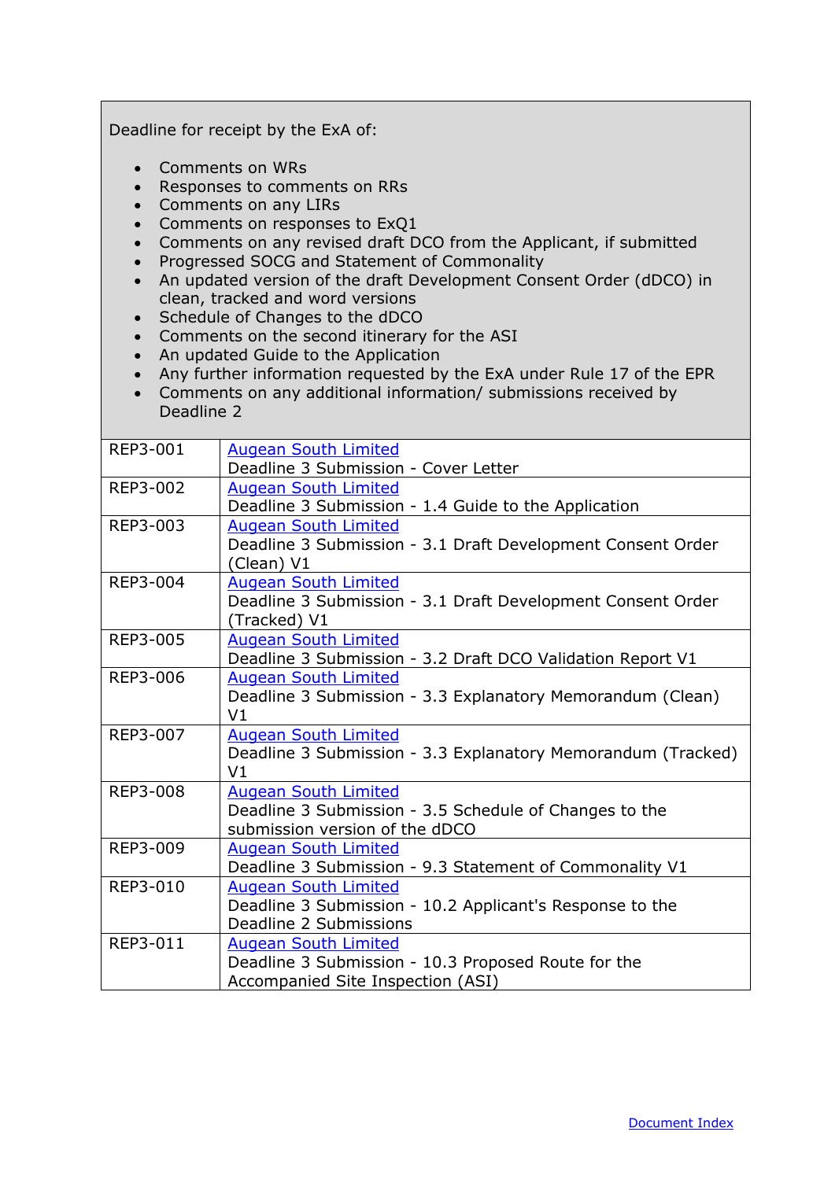| Deadline for receipt by the ExA of:<br><br>- Comments on WRs<br>- Responses to comments on RRs<br>- Comments on any LIRs<br>- Comments on responses to ExQ1<br>- Comments on any revised draft DCO from the Applicant, if submitted<br>- Progressed SOCG and Statement of Commonality<br>- An updated version of the draft Development Consent Order (dDCO) in clean, tracked and word versions<br>- Schedule of Changes to the dDCO<br>- Comments on the second itinerary for the ASI<br>- An updated Guide to the Application<br>- Any further information requested by the ExA under Rule 17 of the EPR<br>- Comments on any additional information/ submissions received by Deadline 2 | |
|---|---|
| REP3-001 | Augean South Limited<br>Deadline 3 Submission - Cover Letter |
| REP3-002 | Augean South Limited<br>Deadline 3 Submission - 1.4 Guide to the Application |
| REP3-003 | Augean South Limited<br>Deadline 3 Submission - 3.1 Draft Development Consent Order (Clean) V1 |
| REP3-004 | Augean South Limited<br>Deadline 3 Submission - 3.1 Draft Development Consent Order (Tracked) V1 |
| REP3-005 | Augean South Limited<br>Deadline 3 Submission - 3.2 Draft DCO Validation Report V1 |
| REP3-006 | Augean South Limited<br>Deadline 3 Submission - 3.3 Explanatory Memorandum (Clean) V1 |
| REP3-007 | Augean South Limited<br>Deadline 3 Submission - 3.3 Explanatory Memorandum (Tracked) V1 |
| REP3-008 | Augean South Limited<br>Deadline 3 Submission - 3.5 Schedule of Changes to the submission version of the dDCO |
| REP3-009 | Augean South Limited<br>Deadline 3 Submission - 9.3 Statement of Commonality V1 |
| REP3-010 | Augean South Limited<br>Deadline 3 Submission - 10.2 Applicant's Response to the Deadline 2 Submissions |
| REP3-011 | Augean South Limited<br>Deadline 3 Submission - 10.3 Proposed Route for the Accompanied Site Inspection (ASI) |

Document Index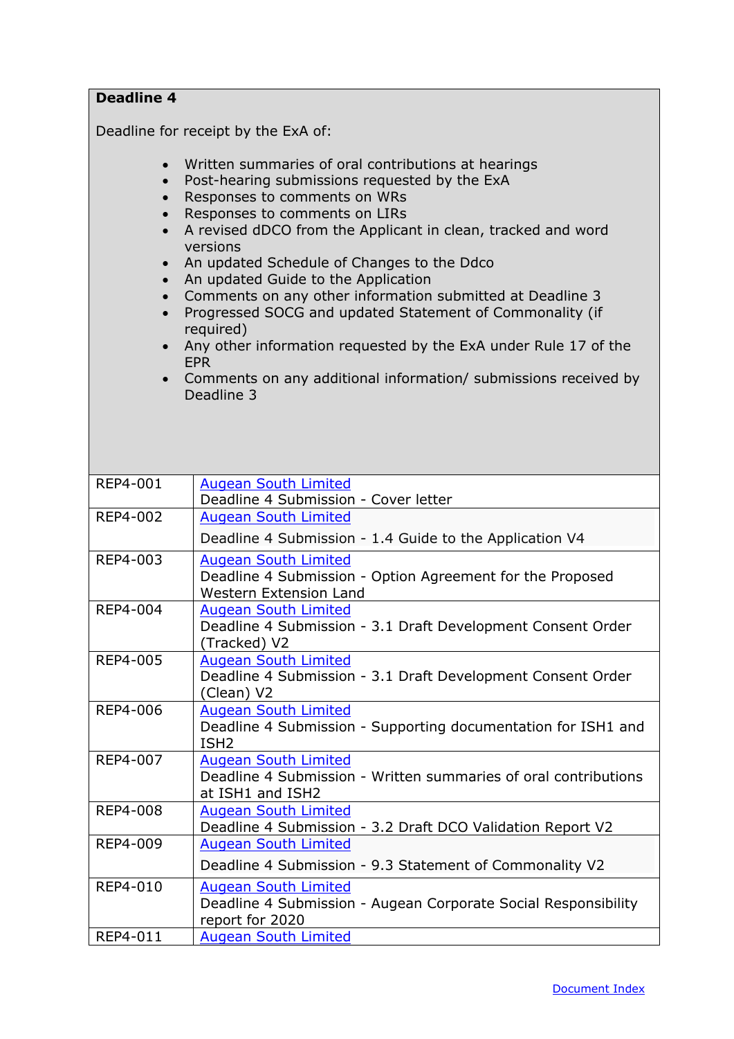**Deadline 4**

Deadline for receipt by the ExA of:

- Written summaries of oral contributions at hearings
- Post-hearing submissions requested by the ExA
- Responses to comments on WRs
- Responses to comments on LIRs
- A revised dDCO from the Applicant in clean, tracked and word versions
- An updated Schedule of Changes to the Ddco
- An updated Guide to the Application
- Comments on any other information submitted at Deadline 3
- Progressed SOCG and updated Statement of Commonality (if required)
- Any other information requested by the ExA under Rule 17 of the EPR
- Comments on any additional information/ submissions received by Deadline 3

| | |
|---|---|
| REP4-001 | Augean South Limited<br>Deadline 4 Submission - Cover letter |
| REP4-002 | Augean South Limited<br>Deadline 4 Submission - 1.4 Guide to the Application V4 |
| REP4-003 | Augean South Limited<br>Deadline 4 Submission - Option Agreement for the Proposed Western Extension Land |
| REP4-004 | Augean South Limited<br>Deadline 4 Submission - 3.1 Draft Development Consent Order (Tracked) V2 |
| REP4-005 | Augean South Limited<br>Deadline 4 Submission - 3.1 Draft Development Consent Order (Clean) V2 |
| REP4-006 | Augean South Limited<br>Deadline 4 Submission - Supporting documentation for ISH1 and ISH2 |
| REP4-007 | Augean South Limited<br>Deadline 4 Submission - Written summaries of oral contributions at ISH1 and ISH2 |
| REP4-008 | Augean South Limited<br>Deadline 4 Submission - 3.2 Draft DCO Validation Report V2 |
| REP4-009 | Augean South Limited<br>Deadline 4 Submission - 9.3 Statement of Commonality V2 |
| REP4-010 | Augean South Limited<br>Deadline 4 Submission - Augean Corporate Social Responsibility report for 2020 |
| REP4-011 | Augean South Limited |

Document Index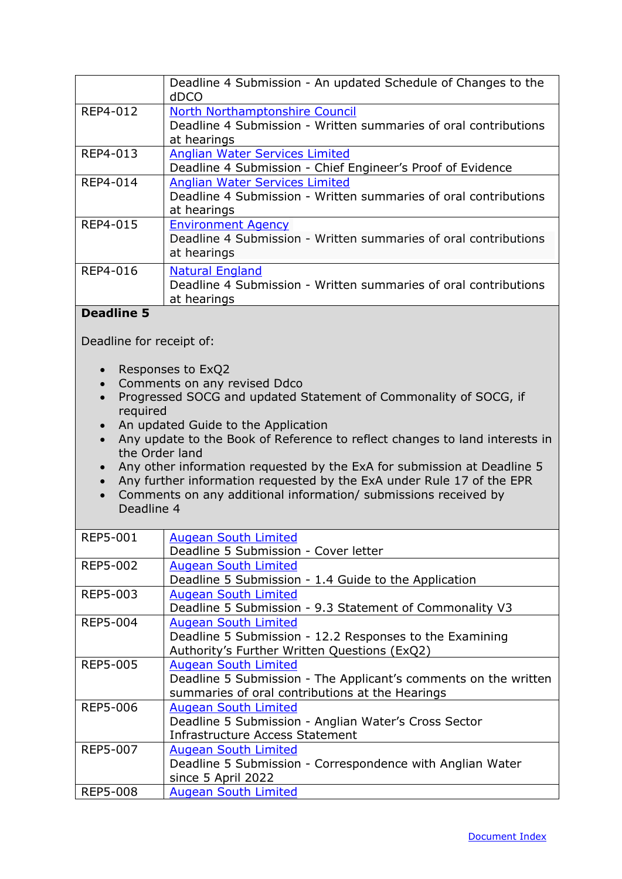| | |
|---|---|
| | Deadline 4 Submission - An updated Schedule of Changes to the dDCO |
| REP4-012 | North Northamptonshire Council<br>Deadline 4 Submission - Written summaries of oral contributions at hearings |
| REP4-013 | Anglian Water Services Limited<br>Deadline 4 Submission - Chief Engineer's Proof of Evidence |
| REP4-014 | Anglian Water Services Limited<br>Deadline 4 Submission - Written summaries of oral contributions at hearings |
| REP4-015 | Environment Agency<br>Deadline 4 Submission - Written summaries of oral contributions at hearings |
| REP4-016 | Natural England<br>Deadline 4 Submission - Written summaries of oral contributions at hearings |
| **Deadline 5**<br><br>Deadline for receipt of:<br><br>• Responses to ExQ2<br>• Comments on any revised Ddco<br>• Progressed SOCG and updated Statement of Commonality of SOCG, if required<br>• An updated Guide to the Application<br>• Any update to the Book of Reference to reflect changes to land interests in the Order land<br>• Any other information requested by the ExA for submission at Deadline 5<br>• Any further information requested by the ExA under Rule 17 of the EPR<br>• Comments on any additional information/ submissions received by Deadline 4 | |
| REP5-001 | Augean South Limited<br>Deadline 5 Submission - Cover letter |
| REP5-002 | Augean South Limited<br>Deadline 5 Submission - 1.4 Guide to the Application |
| REP5-003 | Augean South Limited<br>Deadline 5 Submission - 9.3 Statement of Commonality V3 |
| REP5-004 | Augean South Limited<br>Deadline 5 Submission - 12.2 Responses to the Examining Authority's Further Written Questions (ExQ2) |
| REP5-005 | Augean South Limited<br>Deadline 5 Submission - The Applicant's comments on the written summaries of oral contributions at the Hearings |
| REP5-006 | Augean South Limited<br>Deadline 5 Submission - Anglian Water's Cross Sector Infrastructure Access Statement |
| REP5-007 | Augean South Limited<br>Deadline 5 Submission - Correspondence with Anglian Water since 5 April 2022 |
| REP5-008 | Augean South Limited |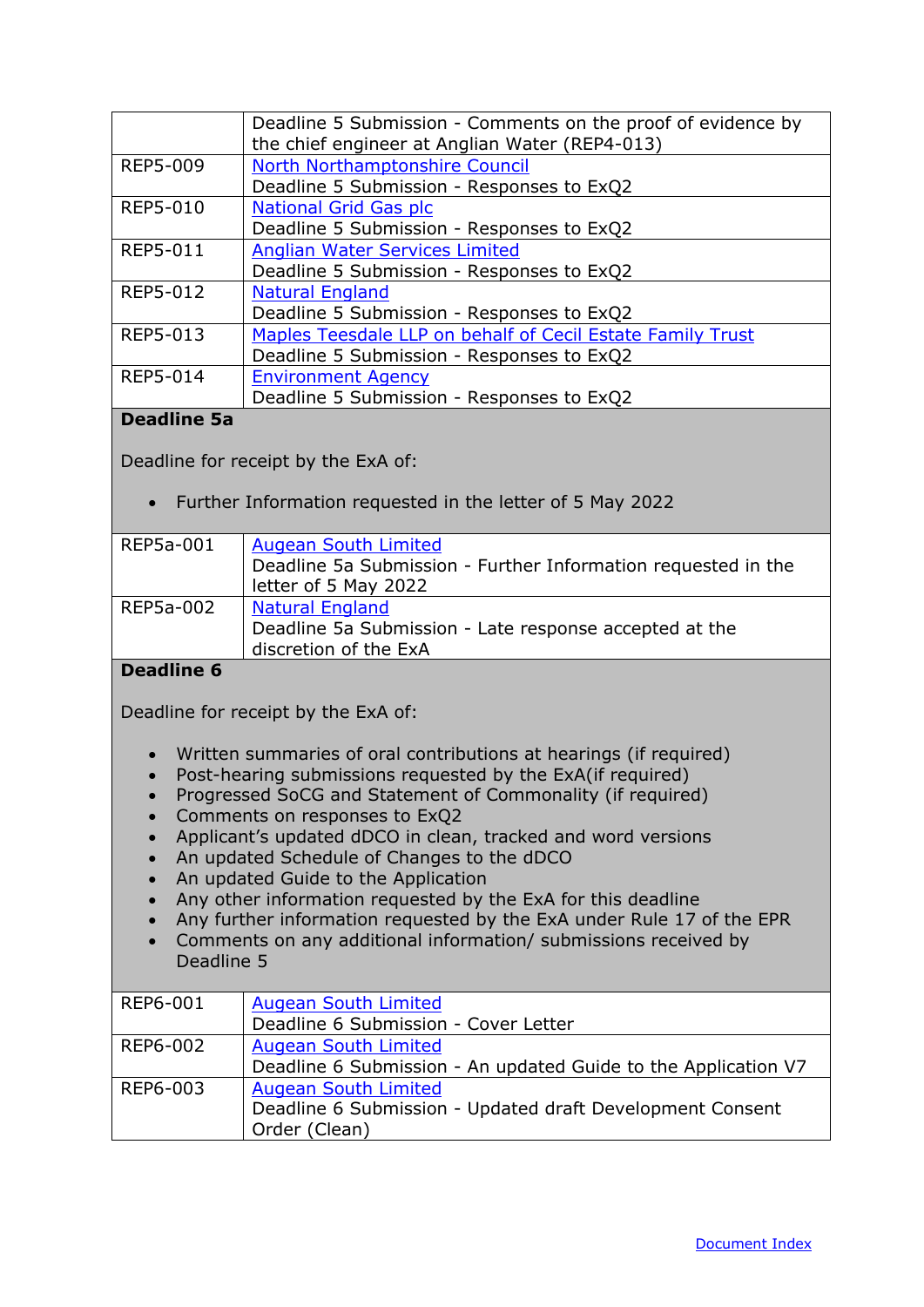| | |
|---|---|
| | Deadline 5 Submission - Comments on the proof of evidence by the chief engineer at Anglian Water (REP4-013) |
| REP5-009 | North Northamptonshire Council<br>Deadline 5 Submission - Responses to ExQ2 |
| REP5-010 | National Grid Gas plc<br>Deadline 5 Submission - Responses to ExQ2 |
| REP5-011 | Anglian Water Services Limited<br>Deadline 5 Submission - Responses to ExQ2 |
| REP5-012 | Natural England<br>Deadline 5 Submission - Responses to ExQ2 |
| REP5-013 | Maples Teesdale LLP on behalf of Cecil Estate Family Trust<br>Deadline 5 Submission - Responses to ExQ2 |
| REP5-014 | Environment Agency<br>Deadline 5 Submission - Responses to ExQ2 |

**Deadline 5a**

Deadline for receipt by the ExA of:

- Further Information requested in the letter of 5 May 2022

| | |
|---|---|
| REP5a-001 | Augean South Limited<br>Deadline 5a Submission - Further Information requested in the letter of 5 May 2022 |
| REP5a-002 | Natural England<br>Deadline 5a Submission - Late response accepted at the discretion of the ExA |

**Deadline 6**

Deadline for receipt by the ExA of:

- Written summaries of oral contributions at hearings (if required)
- Post-hearing submissions requested by the ExA(if required)
- Progressed SoCG and Statement of Commonality (if required)
- Comments on responses to ExQ2
- Applicant's updated dDCO in clean, tracked and word versions
- An updated Schedule of Changes to the dDCO
- An updated Guide to the Application
- Any other information requested by the ExA for this deadline
- Any further information requested by the ExA under Rule 17 of the EPR
- Comments on any additional information/ submissions received by Deadline 5

| | |
|---|---|
| REP6-001 | Augean South Limited<br>Deadline 6 Submission - Cover Letter |
| REP6-002 | Augean South Limited<br>Deadline 6 Submission - An updated Guide to the Application V7 |
| REP6-003 | Augean South Limited<br>Deadline 6 Submission - Updated draft Development Consent Order (Clean) |

Document Index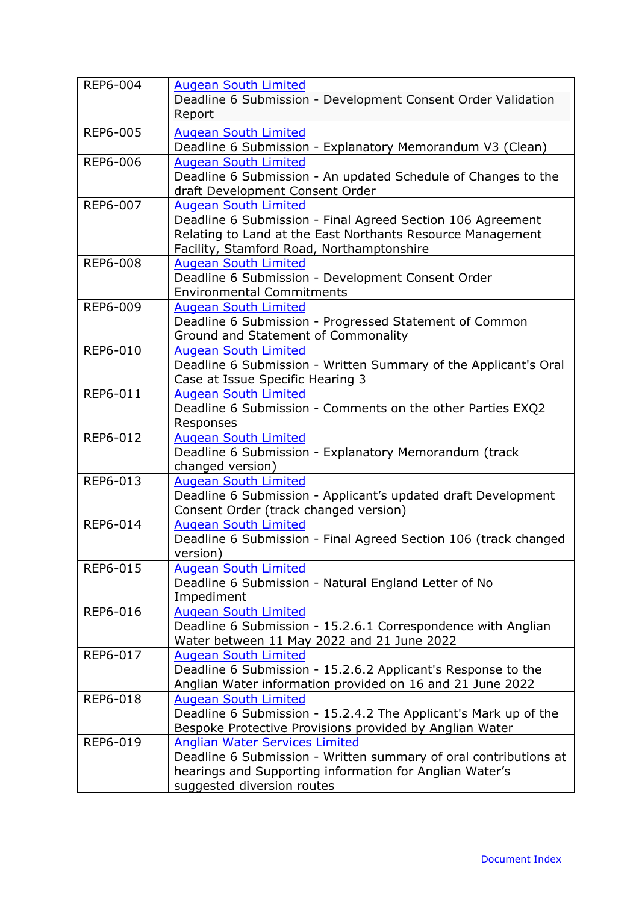| | |
|---|---|
| REP6-004 | Augean South Limited<br>Deadline 6 Submission - Development Consent Order Validation Report |
| REP6-005 | Augean South Limited<br>Deadline 6 Submission - Explanatory Memorandum V3 (Clean) |
| REP6-006 | Augean South Limited<br>Deadline 6 Submission - An updated Schedule of Changes to the draft Development Consent Order |
| REP6-007 | Augean South Limited<br>Deadline 6 Submission - Final Agreed Section 106 Agreement Relating to Land at the East Northants Resource Management Facility, Stamford Road, Northamptonshire |
| REP6-008 | Augean South Limited<br>Deadline 6 Submission - Development Consent Order Environmental Commitments |
| REP6-009 | Augean South Limited<br>Deadline 6 Submission - Progressed Statement of Common Ground and Statement of Commonality |
| REP6-010 | Augean South Limited<br>Deadline 6 Submission - Written Summary of the Applicant's Oral Case at Issue Specific Hearing 3 |
| REP6-011 | Augean South Limited<br>Deadline 6 Submission - Comments on the other Parties EXQ2 Responses |
| REP6-012 | Augean South Limited<br>Deadline 6 Submission - Explanatory Memorandum (track changed version) |
| REP6-013 | Augean South Limited<br>Deadline 6 Submission - Applicant's updated draft Development Consent Order (track changed version) |
| REP6-014 | Augean South Limited<br>Deadline 6 Submission - Final Agreed Section 106 (track changed version) |
| REP6-015 | Augean South Limited<br>Deadline 6 Submission - Natural England Letter of No Impediment |
| REP6-016 | Augean South Limited<br>Deadline 6 Submission - 15.2.6.1 Correspondence with Anglian Water between 11 May 2022 and 21 June 2022 |
| REP6-017 | Augean South Limited<br>Deadline 6 Submission - 15.2.6.2 Applicant's Response to the Anglian Water information provided on 16 and 21 June 2022 |
| REP6-018 | Augean South Limited<br>Deadline 6 Submission - 15.2.4.2 The Applicant's Mark up of the Bespoke Protective Provisions provided by Anglian Water |
| REP6-019 | Anglian Water Services Limited<br>Deadline 6 Submission - Written summary of oral contributions at hearings and Supporting information for Anglian Water's suggested diversion routes |

Document Index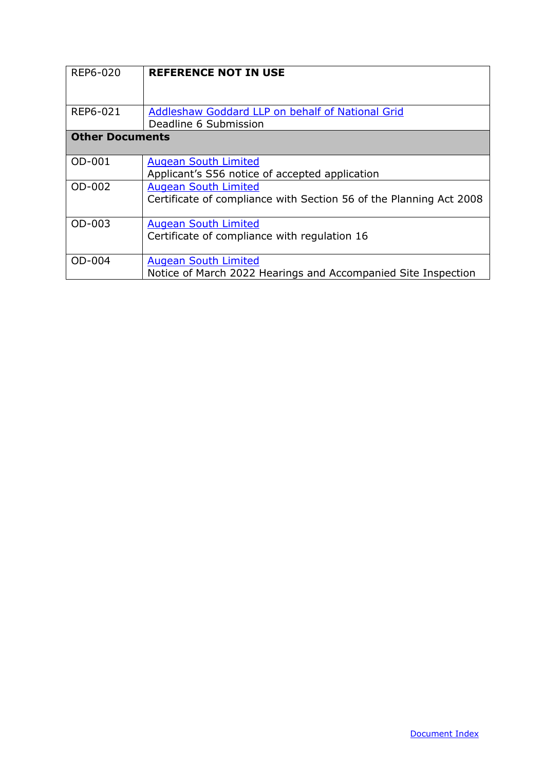| | |
|---|---|
| REP6-020 | **REFERENCE NOT IN USE** |
| REP6-021 | Addleshaw Goddard LLP on behalf of National Grid<br>Deadline 6 Submission |
| **Other Documents** | |
| OD-001 | Augean South Limited<br>Applicant's S56 notice of accepted application |
| OD-002 | Augean South Limited<br>Certificate of compliance with Section 56 of the Planning Act 2008 |
| OD-003 | Augean South Limited<br>Certificate of compliance with regulation 16 |
| OD-004 | Augean South Limited<br>Notice of March 2022 Hearings and Accompanied Site Inspection |

Document Index